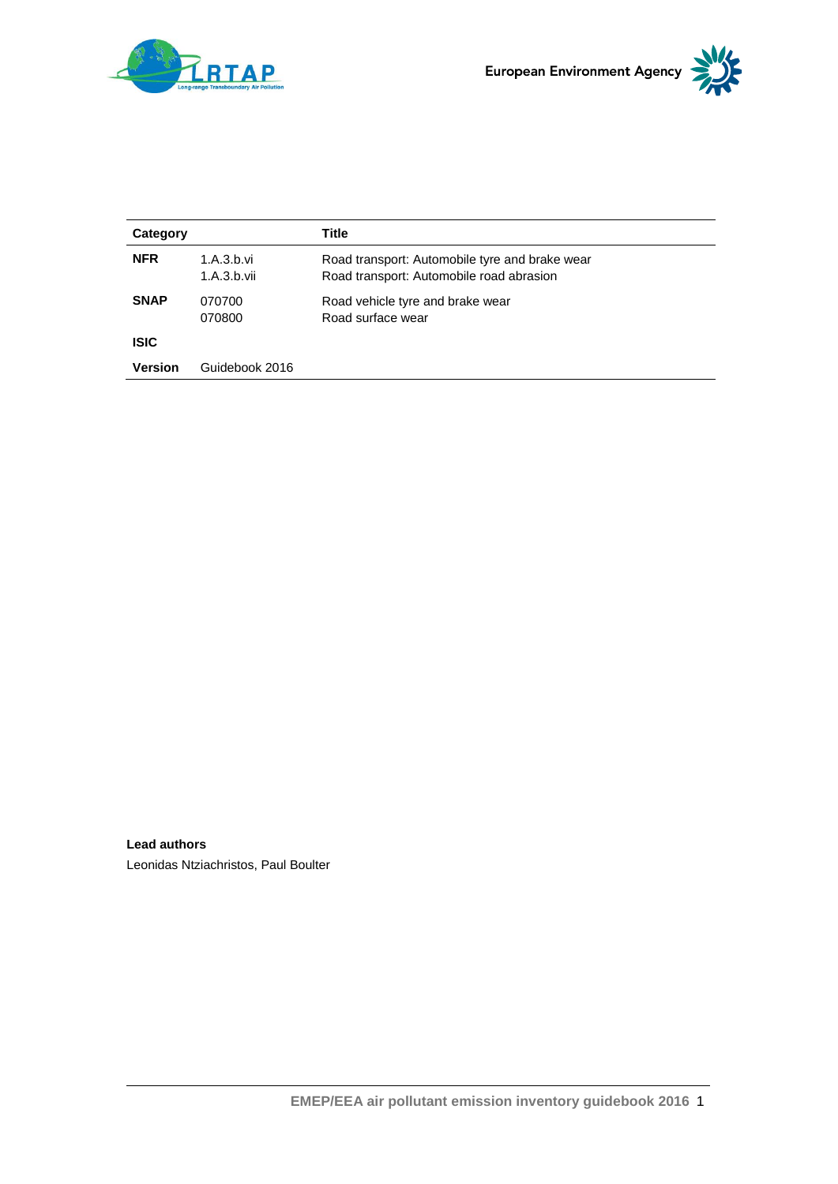| Category | | Title |
|---|---|---|
| **NFR** | 1.A.3.b.vi<br>1.A.3.b.vii | Road transport: Automobile tyre and brake wear<br>Road transport: Automobile road abrasion |
| **SNAP** | 070700<br>070800 | Road vehicle tyre and brake wear<br>Road surface wear |
| **ISIC** | | |
| **Version** | Guidebook 2016 | |

**Lead authors**

Leonidas Ntziachristos, Paul Boulter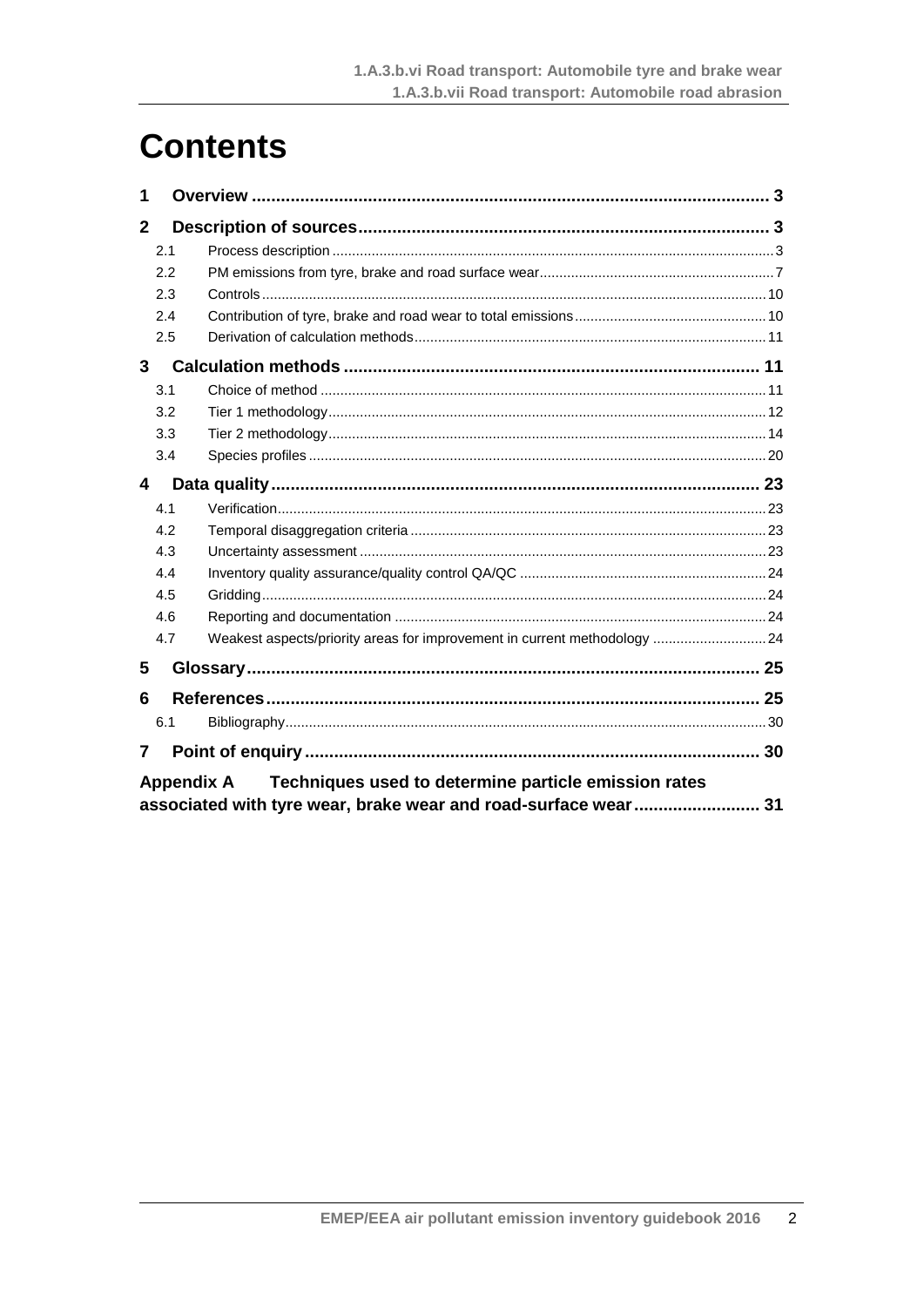# Contents

1 Overview ........................................................................................................ 3

2 Description of sources .................................................................................. 3

- 2.1 Process description ................................................................................................ 3
- 2.2 PM emissions from tyre, brake and road surface wear ........................................... 7
- 2.3 Controls ................................................................................................................ 10
- 2.4 Contribution of tyre, brake and road wear to total emissions ................................ 10
- 2.5 Derivation of calculation methods ......................................................................... 11

3 Calculation methods .................................................................................... 11

- 3.1 Choice of method .................................................................................................. 11
- 3.2 Tier 1 methodology ................................................................................................ 12
- 3.3 Tier 2 methodology ................................................................................................ 14
- 3.4 Species profiles ..................................................................................................... 20

4 Data quality .................................................................................................. 23

- 4.1 Verification ............................................................................................................ 23
- 4.2 Temporal disaggregation criteria ........................................................................... 23
- 4.3 Uncertainty assessment ........................................................................................ 23
- 4.4 Inventory quality assurance/quality control QA/QC ............................................... 24
- 4.5 Gridding ................................................................................................................ 24
- 4.6 Reporting and documentation ............................................................................... 24
- 4.7 Weakest aspects/priority areas for improvement in current methodology ............. 24

5 Glossary ........................................................................................................ 25

6 References .................................................................................................... 25

- 6.1 Bibliography ........................................................................................................... 30

7 Point of enquiry ............................................................................................ 30

Appendix A Techniques used to determine particle emission rates associated with tyre wear, brake wear and road-surface wear ......................... 31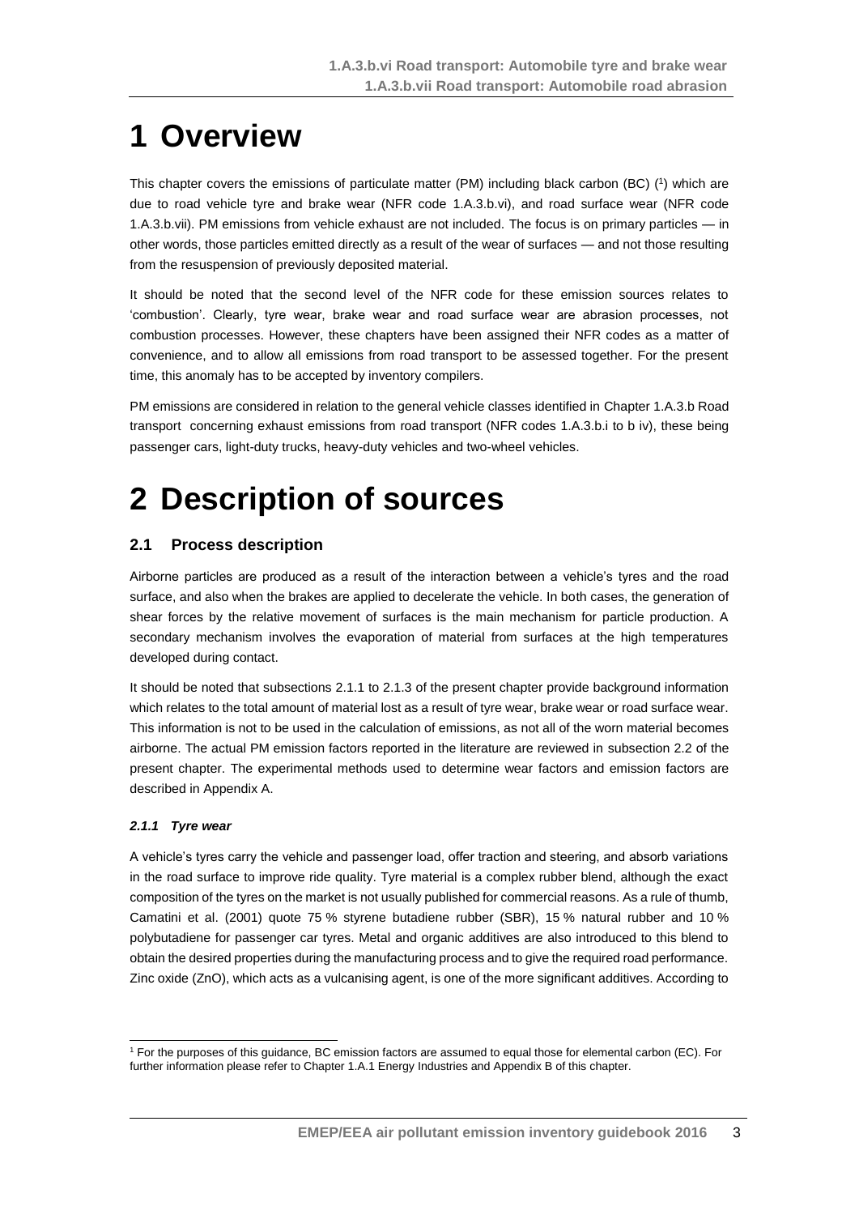# 1 Overview

This chapter covers the emissions of particulate matter (PM) including black carbon (BC) ([1]) which are due to road vehicle tyre and brake wear (NFR code 1.A.3.b.vi), and road surface wear (NFR code 1.A.3.b.vii). PM emissions from vehicle exhaust are not included. The focus is on primary particles — in other words, those particles emitted directly as a result of the wear of surfaces — and not those resulting from the resuspension of previously deposited material.

It should be noted that the second level of the NFR code for these emission sources relates to 'combustion'. Clearly, tyre wear, brake wear and road surface wear are abrasion processes, not combustion processes. However, these chapters have been assigned their NFR codes as a matter of convenience, and to allow all emissions from road transport to be assessed together. For the present time, this anomaly has to be accepted by inventory compilers.

PM emissions are considered in relation to the general vehicle classes identified in Chapter 1.A.3.b Road transport concerning exhaust emissions from road transport (NFR codes 1.A.3.b.i to b iv), these being passenger cars, light-duty trucks, heavy-duty vehicles and two-wheel vehicles.

# 2 Description of sources

## 2.1 Process description

Airborne particles are produced as a result of the interaction between a vehicle's tyres and the road surface, and also when the brakes are applied to decelerate the vehicle. In both cases, the generation of shear forces by the relative movement of surfaces is the main mechanism for particle production. A secondary mechanism involves the evaporation of material from surfaces at the high temperatures developed during contact.

It should be noted that subsections 2.1.1 to 2.1.3 of the present chapter provide background information which relates to the total amount of material lost as a result of tyre wear, brake wear or road surface wear. This information is not to be used in the calculation of emissions, as not all of the worn material becomes airborne. The actual PM emission factors reported in the literature are reviewed in subsection 2.2 of the present chapter. The experimental methods used to determine wear factors and emission factors are described in Appendix A.

### *2.1.1 Tyre wear*

A vehicle's tyres carry the vehicle and passenger load, offer traction and steering, and absorb variations in the road surface to improve ride quality. Tyre material is a complex rubber blend, although the exact composition of the tyres on the market is not usually published for commercial reasons. As a rule of thumb, Camatini et al. (2001) quote 75 % styrene butadiene rubber (SBR), 15 % natural rubber and 10 % polybutadiene for passenger car tyres. Metal and organic additives are also introduced to this blend to obtain the desired properties during the manufacturing process and to give the required road performance. Zinc oxide (ZnO), which acts as a vulcanising agent, is one of the more significant additives. According to

[1] For the purposes of this guidance, BC emission factors are assumed to equal those for elemental carbon (EC). For further information please refer to Chapter 1.A.1 Energy Industries and Appendix B of this chapter.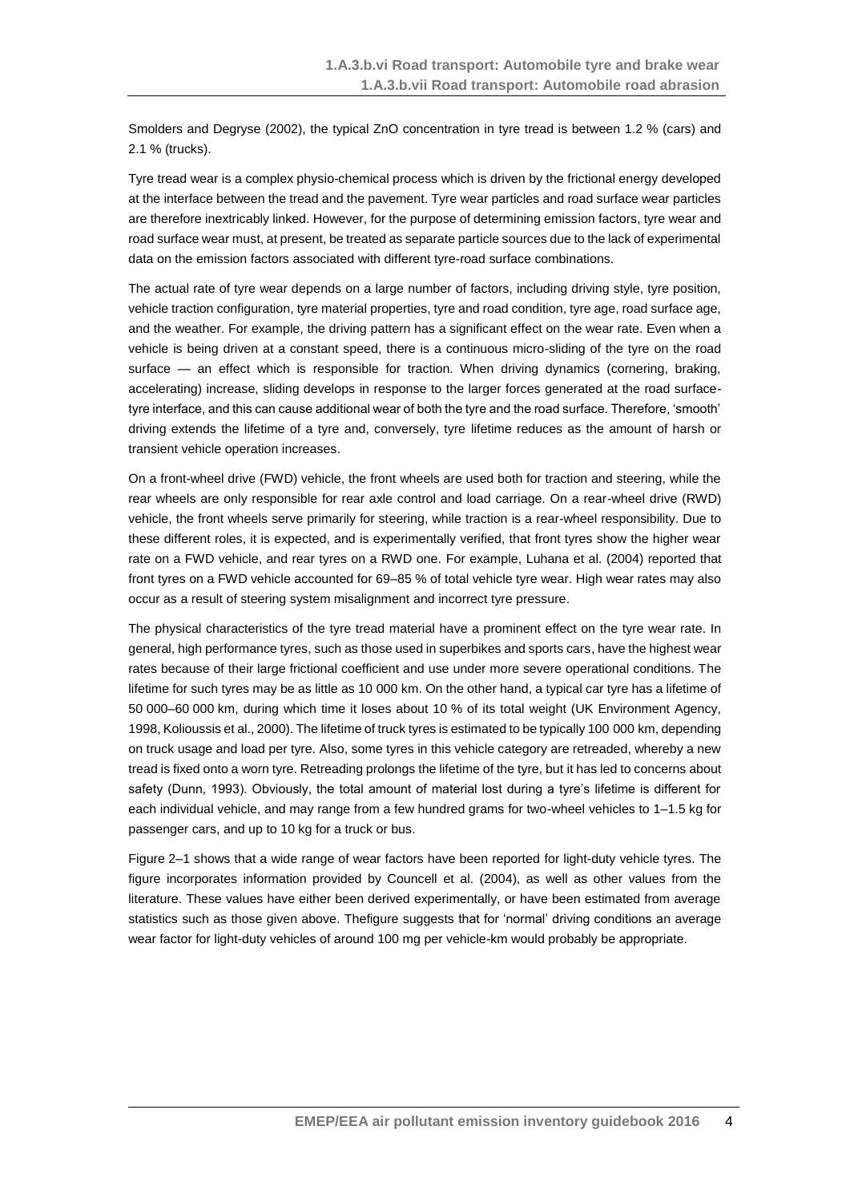Smolders and Degryse (2002), the typical ZnO concentration in tyre tread is between 1.2 % (cars) and 2.1 % (trucks).

Tyre tread wear is a complex physio-chemical process which is driven by the frictional energy developed at the interface between the tread and the pavement. Tyre wear particles and road surface wear particles are therefore inextricably linked. However, for the purpose of determining emission factors, tyre wear and road surface wear must, at present, be treated as separate particle sources due to the lack of experimental data on the emission factors associated with different tyre-road surface combinations.

The actual rate of tyre wear depends on a large number of factors, including driving style, tyre position, vehicle traction configuration, tyre material properties, tyre and road condition, tyre age, road surface age, and the weather. For example, the driving pattern has a significant effect on the wear rate. Even when a vehicle is being driven at a constant speed, there is a continuous micro-sliding of the tyre on the road surface — an effect which is responsible for traction. When driving dynamics (cornering, braking, accelerating) increase, sliding develops in response to the larger forces generated at the road surface-tyre interface, and this can cause additional wear of both the tyre and the road surface. Therefore, 'smooth' driving extends the lifetime of a tyre and, conversely, tyre lifetime reduces as the amount of harsh or transient vehicle operation increases.

On a front-wheel drive (FWD) vehicle, the front wheels are used both for traction and steering, while the rear wheels are only responsible for rear axle control and load carriage. On a rear-wheel drive (RWD) vehicle, the front wheels serve primarily for steering, while traction is a rear-wheel responsibility. Due to these different roles, it is expected, and is experimentally verified, that front tyres show the higher wear rate on a FWD vehicle, and rear tyres on a RWD one. For example, Luhana et al. (2004) reported that front tyres on a FWD vehicle accounted for 69–85 % of total vehicle tyre wear. High wear rates may also occur as a result of steering system misalignment and incorrect tyre pressure.

The physical characteristics of the tyre tread material have a prominent effect on the tyre wear rate. In general, high performance tyres, such as those used in superbikes and sports cars, have the highest wear rates because of their large frictional coefficient and use under more severe operational conditions. The lifetime for such tyres may be as little as 10 000 km. On the other hand, a typical car tyre has a lifetime of 50 000–60 000 km, during which time it loses about 10 % of its total weight (UK Environment Agency, 1998, Kolioussis et al., 2000). The lifetime of truck tyres is estimated to be typically 100 000 km, depending on truck usage and load per tyre. Also, some tyres in this vehicle category are retreaded, whereby a new tread is fixed onto a worn tyre. Retreading prolongs the lifetime of the tyre, but it has led to concerns about safety (Dunn, 1993). Obviously, the total amount of material lost during a tyre's lifetime is different for each individual vehicle, and may range from a few hundred grams for two-wheel vehicles to 1–1.5 kg for passenger cars, and up to 10 kg for a truck or bus.

Figure 2–1 shows that a wide range of wear factors have been reported for light-duty vehicle tyres. The figure incorporates information provided by Councell et al. (2004), as well as other values from the literature. These values have either been derived experimentally, or have been estimated from average statistics such as those given above. Thefigure suggests that for 'normal' driving conditions an average wear factor for light-duty vehicles of around 100 mg per vehicle-km would probably be appropriate.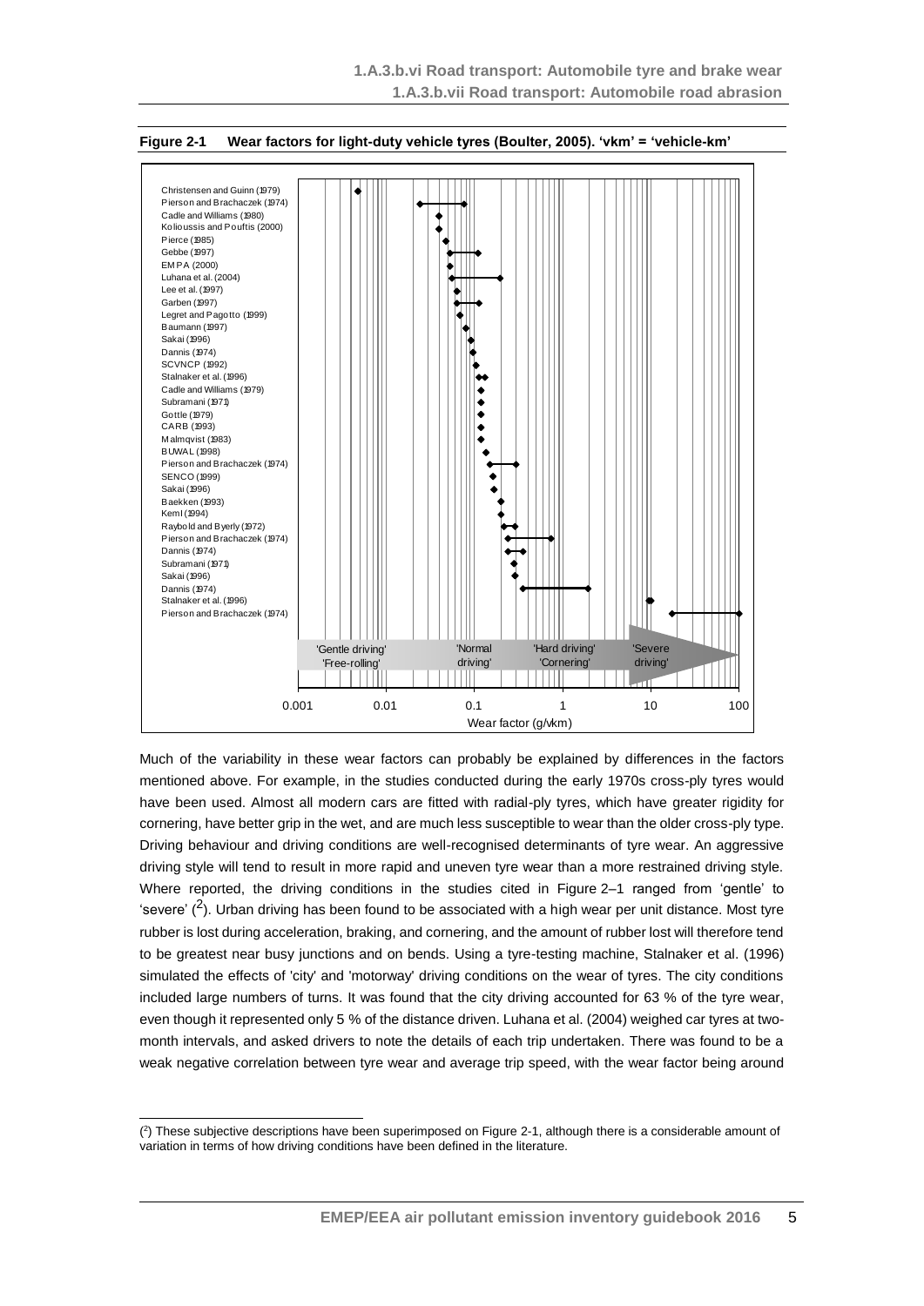**Figure 2-1 Wear factors for light-duty vehicle tyres (Boulter, 2005). 'vkm' = 'vehicle-km'**

Much of the variability in these wear factors can probably be explained by differences in the factors mentioned above. For example, in the studies conducted during the early 1970s cross-ply tyres would have been used. Almost all modern cars are fitted with radial-ply tyres, which have greater rigidity for cornering, have better grip in the wet, and are much less susceptible to wear than the older cross-ply type. Driving behaviour and driving conditions are well-recognised determinants of tyre wear. An aggressive driving style will tend to result in more rapid and uneven tyre wear than a more restrained driving style. Where reported, the driving conditions in the studies cited in Figure 2–1 ranged from 'gentle' to 'severe' ([2]). Urban driving has been found to be associated with a high wear per unit distance. Most tyre rubber is lost during acceleration, braking, and cornering, and the amount of rubber lost will therefore tend to be greatest near busy junctions and on bends. Using a tyre-testing machine, Stalnaker et al. (1996) simulated the effects of 'city' and 'motorway' driving conditions on the wear of tyres. The city conditions included large numbers of turns. It was found that the city driving accounted for 63 % of the tyre wear, even though it represented only 5 % of the distance driven. Luhana et al. (2004) weighed car tyres at two-month intervals, and asked drivers to note the details of each trip undertaken. There was found to be a weak negative correlation between tyre wear and average trip speed, with the wear factor being around

([2]) These subjective descriptions have been superimposed on Figure 2-1, although there is a considerable amount of variation in terms of how driving conditions have been defined in the literature.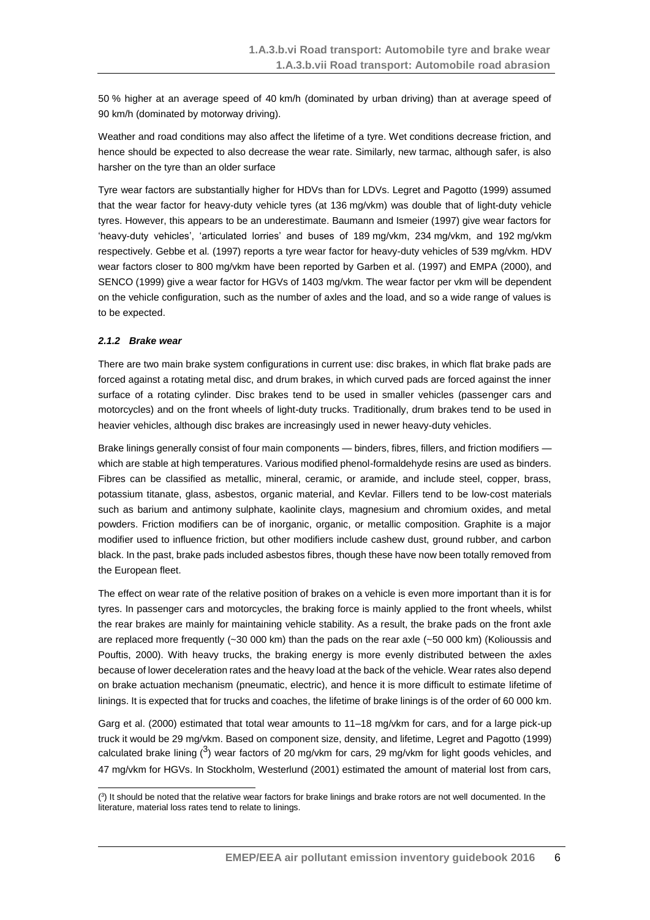50 % higher at an average speed of 40 km/h (dominated by urban driving) than at average speed of 90 km/h (dominated by motorway driving).

Weather and road conditions may also affect the lifetime of a tyre. Wet conditions decrease friction, and hence should be expected to also decrease the wear rate. Similarly, new tarmac, although safer, is also harsher on the tyre than an older surface

Tyre wear factors are substantially higher for HDVs than for LDVs. Legret and Pagotto (1999) assumed that the wear factor for heavy-duty vehicle tyres (at 136 mg/vkm) was double that of light-duty vehicle tyres. However, this appears to be an underestimate. Baumann and Ismeier (1997) give wear factors for 'heavy-duty vehicles', 'articulated lorries' and buses of 189 mg/vkm, 234 mg/vkm, and 192 mg/vkm respectively. Gebbe et al. (1997) reports a tyre wear factor for heavy-duty vehicles of 539 mg/vkm. HDV wear factors closer to 800 mg/vkm have been reported by Garben et al. (1997) and EMPA (2000), and SENCO (1999) give a wear factor for HGVs of 1403 mg/vkm. The wear factor per vkm will be dependent on the vehicle configuration, such as the number of axles and the load, and so a wide range of values is to be expected.

### *2.1.2 Brake wear*

There are two main brake system configurations in current use: disc brakes, in which flat brake pads are forced against a rotating metal disc, and drum brakes, in which curved pads are forced against the inner surface of a rotating cylinder. Disc brakes tend to be used in smaller vehicles (passenger cars and motorcycles) and on the front wheels of light-duty trucks. Traditionally, drum brakes tend to be used in heavier vehicles, although disc brakes are increasingly used in newer heavy-duty vehicles.

Brake linings generally consist of four main components — binders, fibres, fillers, and friction modifiers — which are stable at high temperatures. Various modified phenol-formaldehyde resins are used as binders. Fibres can be classified as metallic, mineral, ceramic, or aramide, and include steel, copper, brass, potassium titanate, glass, asbestos, organic material, and Kevlar. Fillers tend to be low-cost materials such as barium and antimony sulphate, kaolinite clays, magnesium and chromium oxides, and metal powders. Friction modifiers can be of inorganic, organic, or metallic composition. Graphite is a major modifier used to influence friction, but other modifiers include cashew dust, ground rubber, and carbon black. In the past, brake pads included asbestos fibres, though these have now been totally removed from the European fleet.

The effect on wear rate of the relative position of brakes on a vehicle is even more important than it is for tyres. In passenger cars and motorcycles, the braking force is mainly applied to the front wheels, whilst the rear brakes are mainly for maintaining vehicle stability. As a result, the brake pads on the front axle are replaced more frequently (~30 000 km) than the pads on the rear axle (~50 000 km) (Kolioussis and Pouftis, 2000). With heavy trucks, the braking energy is more evenly distributed between the axles because of lower deceleration rates and the heavy load at the back of the vehicle. Wear rates also depend on brake actuation mechanism (pneumatic, electric), and hence it is more difficult to estimate lifetime of linings. It is expected that for trucks and coaches, the lifetime of brake linings is of the order of 60 000 km.

Garg et al. (2000) estimated that total wear amounts to 11–18 mg/vkm for cars, and for a large pick-up truck it would be 29 mg/vkm. Based on component size, density, and lifetime, Legret and Pagotto (1999) calculated brake lining ([3]) wear factors of 20 mg/vkm for cars, 29 mg/vkm for light goods vehicles, and 47 mg/vkm for HGVs. In Stockholm, Westerlund (2001) estimated the amount of material lost from cars,

([3]) It should be noted that the relative wear factors for brake linings and brake rotors are not well documented. In the literature, material loss rates tend to relate to linings.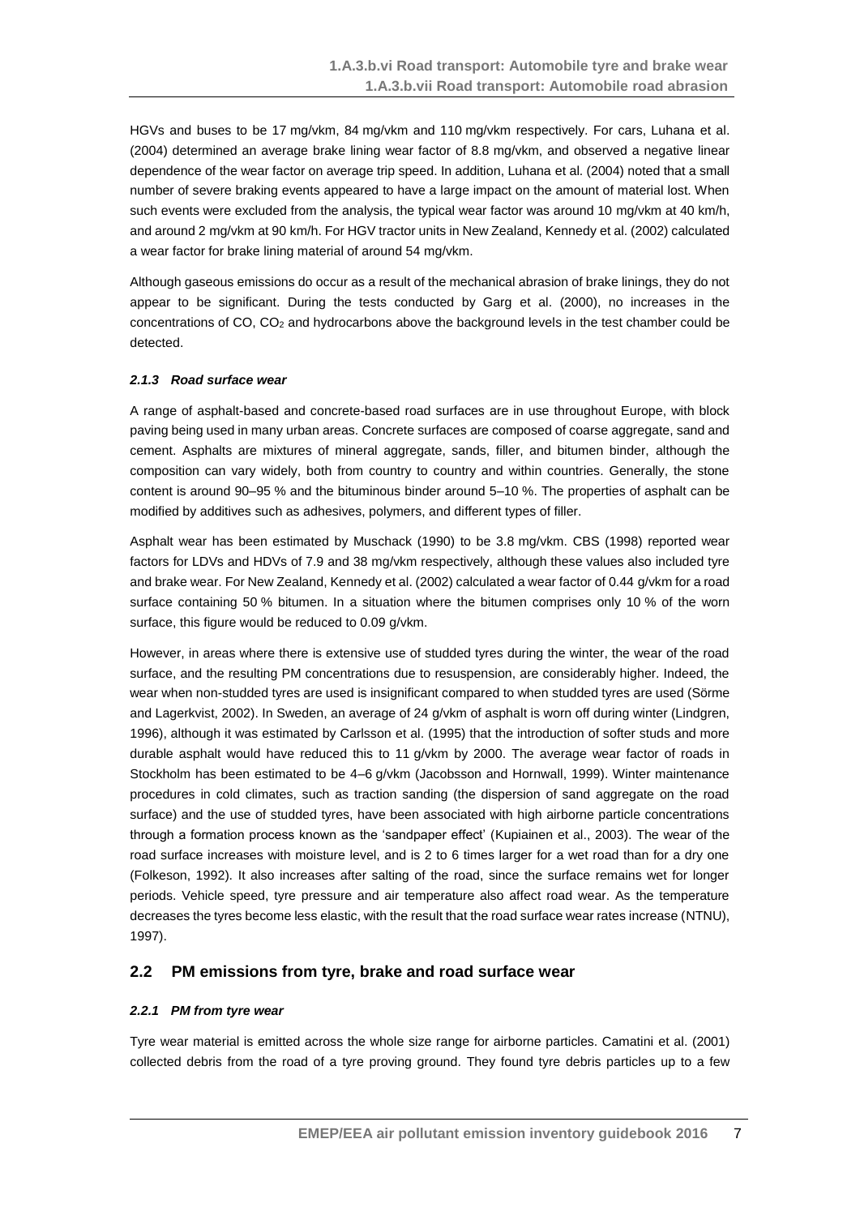HGVs and buses to be 17 mg/vkm, 84 mg/vkm and 110 mg/vkm respectively. For cars, Luhana et al. (2004) determined an average brake lining wear factor of 8.8 mg/vkm, and observed a negative linear dependence of the wear factor on average trip speed. In addition, Luhana et al. (2004) noted that a small number of severe braking events appeared to have a large impact on the amount of material lost. When such events were excluded from the analysis, the typical wear factor was around 10 mg/vkm at 40 km/h, and around 2 mg/vkm at 90 km/h. For HGV tractor units in New Zealand, Kennedy et al. (2002) calculated a wear factor for brake lining material of around 54 mg/vkm.

Although gaseous emissions do occur as a result of the mechanical abrasion of brake linings, they do not appear to be significant. During the tests conducted by Garg et al. (2000), no increases in the concentrations of CO, $CO_2$ and hydrocarbons above the background levels in the test chamber could be detected.

#### *2.1.3 Road surface wear*

A range of asphalt-based and concrete-based road surfaces are in use throughout Europe, with block paving being used in many urban areas. Concrete surfaces are composed of coarse aggregate, sand and cement. Asphalts are mixtures of mineral aggregate, sands, filler, and bitumen binder, although the composition can vary widely, both from country to country and within countries. Generally, the stone content is around 90–95 % and the bituminous binder around 5–10 %. The properties of asphalt can be modified by additives such as adhesives, polymers, and different types of filler.

Asphalt wear has been estimated by Muschack (1990) to be 3.8 mg/vkm. CBS (1998) reported wear factors for LDVs and HDVs of 7.9 and 38 mg/vkm respectively, although these values also included tyre and brake wear. For New Zealand, Kennedy et al. (2002) calculated a wear factor of 0.44 g/vkm for a road surface containing 50 % bitumen. In a situation where the bitumen comprises only 10 % of the worn surface, this figure would be reduced to 0.09 g/vkm.

However, in areas where there is extensive use of studded tyres during the winter, the wear of the road surface, and the resulting PM concentrations due to resuspension, are considerably higher. Indeed, the wear when non-studded tyres are used is insignificant compared to when studded tyres are used (Sörme and Lagerkvist, 2002). In Sweden, an average of 24 g/vkm of asphalt is worn off during winter (Lindgren, 1996), although it was estimated by Carlsson et al. (1995) that the introduction of softer studs and more durable asphalt would have reduced this to 11 g/vkm by 2000. The average wear factor of roads in Stockholm has been estimated to be 4–6 g/vkm (Jacobsson and Hornwall, 1999). Winter maintenance procedures in cold climates, such as traction sanding (the dispersion of sand aggregate on the road surface) and the use of studded tyres, have been associated with high airborne particle concentrations through a formation process known as the 'sandpaper effect' (Kupiainen et al., 2003). The wear of the road surface increases with moisture level, and is 2 to 6 times larger for a wet road than for a dry one (Folkeson, 1992). It also increases after salting of the road, since the surface remains wet for longer periods. Vehicle speed, tyre pressure and air temperature also affect road wear. As the temperature decreases the tyres become less elastic, with the result that the road surface wear rates increase (NTNU), 1997).

## 2.2 PM emissions from tyre, brake and road surface wear

#### *2.2.1 PM from tyre wear*

Tyre wear material is emitted across the whole size range for airborne particles. Camatini et al. (2001) collected debris from the road of a tyre proving ground. They found tyre debris particles up to a few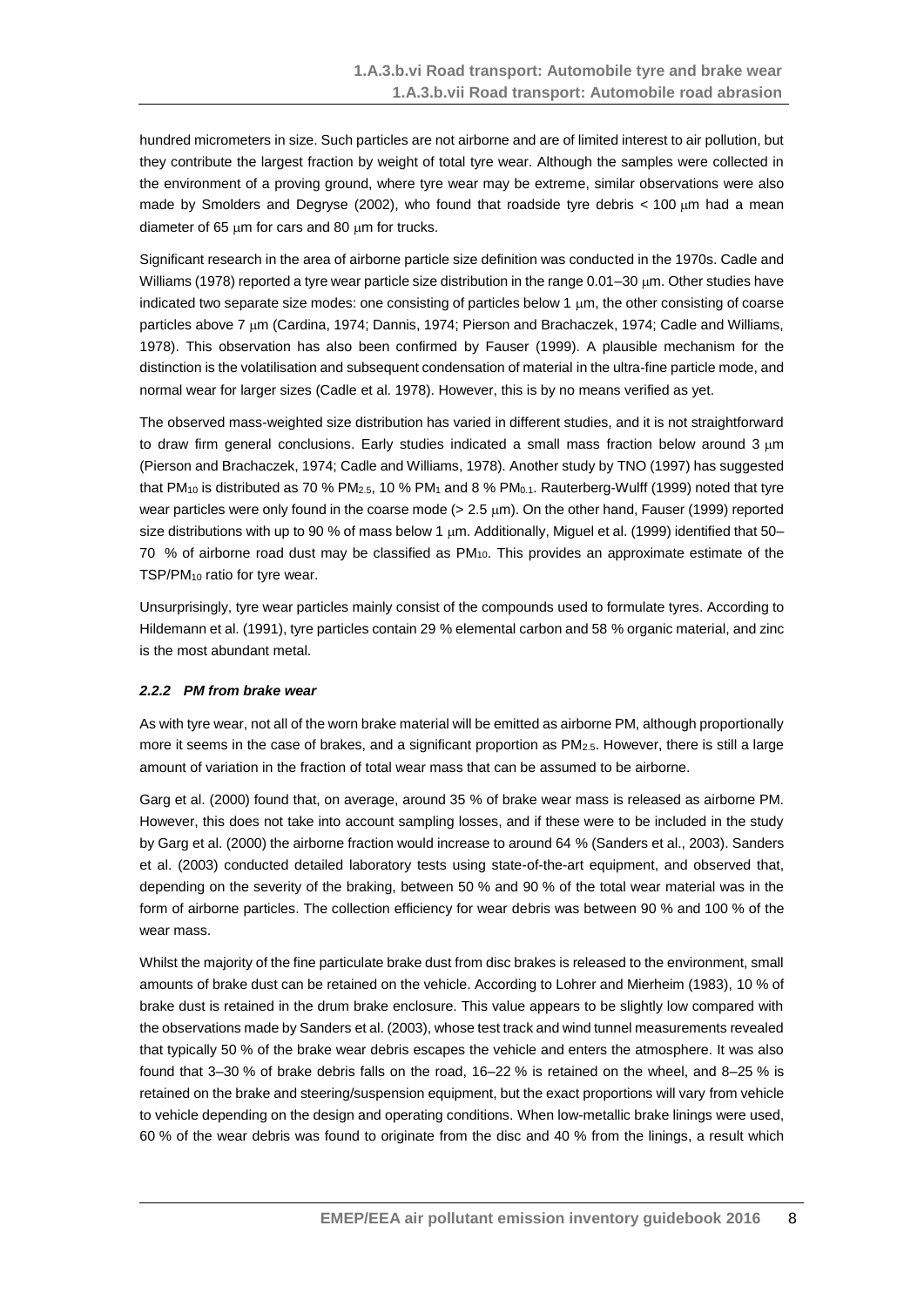hundred micrometers in size. Such particles are not airborne and are of limited interest to air pollution, but they contribute the largest fraction by weight of total tyre wear. Although the samples were collected in the environment of a proving ground, where tyre wear may be extreme, similar observations were also made by Smolders and Degryse (2002), who found that roadside tyre debris < 100 μm had a mean diameter of 65 μm for cars and 80 μm for trucks.

Significant research in the area of airborne particle size definition was conducted in the 1970s. Cadle and Williams (1978) reported a tyre wear particle size distribution in the range 0.01–30 μm. Other studies have indicated two separate size modes: one consisting of particles below 1 μm, the other consisting of coarse particles above 7 μm (Cardina, 1974; Dannis, 1974; Pierson and Brachaczek, 1974; Cadle and Williams, 1978). This observation has also been confirmed by Fauser (1999). A plausible mechanism for the distinction is the volatilisation and subsequent condensation of material in the ultra-fine particle mode, and normal wear for larger sizes (Cadle et al. 1978). However, this is by no means verified as yet.

The observed mass-weighted size distribution has varied in different studies, and it is not straightforward to draw firm general conclusions. Early studies indicated a small mass fraction below around 3 μm (Pierson and Brachaczek, 1974; Cadle and Williams, 1978). Another study by TNO (1997) has suggested that $PM_{10}$ is distributed as 70 % $PM_{2.5}$, 10 % $PM_1$ and 8 % $PM_{0.1}$. Rauterberg-Wulff (1999) noted that tyre wear particles were only found in the coarse mode (> 2.5 μm). On the other hand, Fauser (1999) reported size distributions with up to 90 % of mass below 1 μm. Additionally, Miguel et al. (1999) identified that 50–70 % of airborne road dust may be classified as $PM_{10}$. This provides an approximate estimate of the TSP/$PM_{10}$ ratio for tyre wear.

Unsurprisingly, tyre wear particles mainly consist of the compounds used to formulate tyres. According to Hildemann et al. (1991), tyre particles contain 29 % elemental carbon and 58 % organic material, and zinc is the most abundant metal.

### *2.2.2 PM from brake wear*

As with tyre wear, not all of the worn brake material will be emitted as airborne PM, although proportionally more it seems in the case of brakes, and a significant proportion as $PM_{2.5}$. However, there is still a large amount of variation in the fraction of total wear mass that can be assumed to be airborne.

Garg et al. (2000) found that, on average, around 35 % of brake wear mass is released as airborne PM. However, this does not take into account sampling losses, and if these were to be included in the study by Garg et al. (2000) the airborne fraction would increase to around 64 % (Sanders et al., 2003). Sanders et al. (2003) conducted detailed laboratory tests using state-of-the-art equipment, and observed that, depending on the severity of the braking, between 50 % and 90 % of the total wear material was in the form of airborne particles. The collection efficiency for wear debris was between 90 % and 100 % of the wear mass.

Whilst the majority of the fine particulate brake dust from disc brakes is released to the environment, small amounts of brake dust can be retained on the vehicle. According to Lohrer and Mierheim (1983), 10 % of brake dust is retained in the drum brake enclosure. This value appears to be slightly low compared with the observations made by Sanders et al. (2003), whose test track and wind tunnel measurements revealed that typically 50 % of the brake wear debris escapes the vehicle and enters the atmosphere. It was also found that 3–30 % of brake debris falls on the road, 16–22 % is retained on the wheel, and 8–25 % is retained on the brake and steering/suspension equipment, but the exact proportions will vary from vehicle to vehicle depending on the design and operating conditions. When low-metallic brake linings were used, 60 % of the wear debris was found to originate from the disc and 40 % from the linings, a result which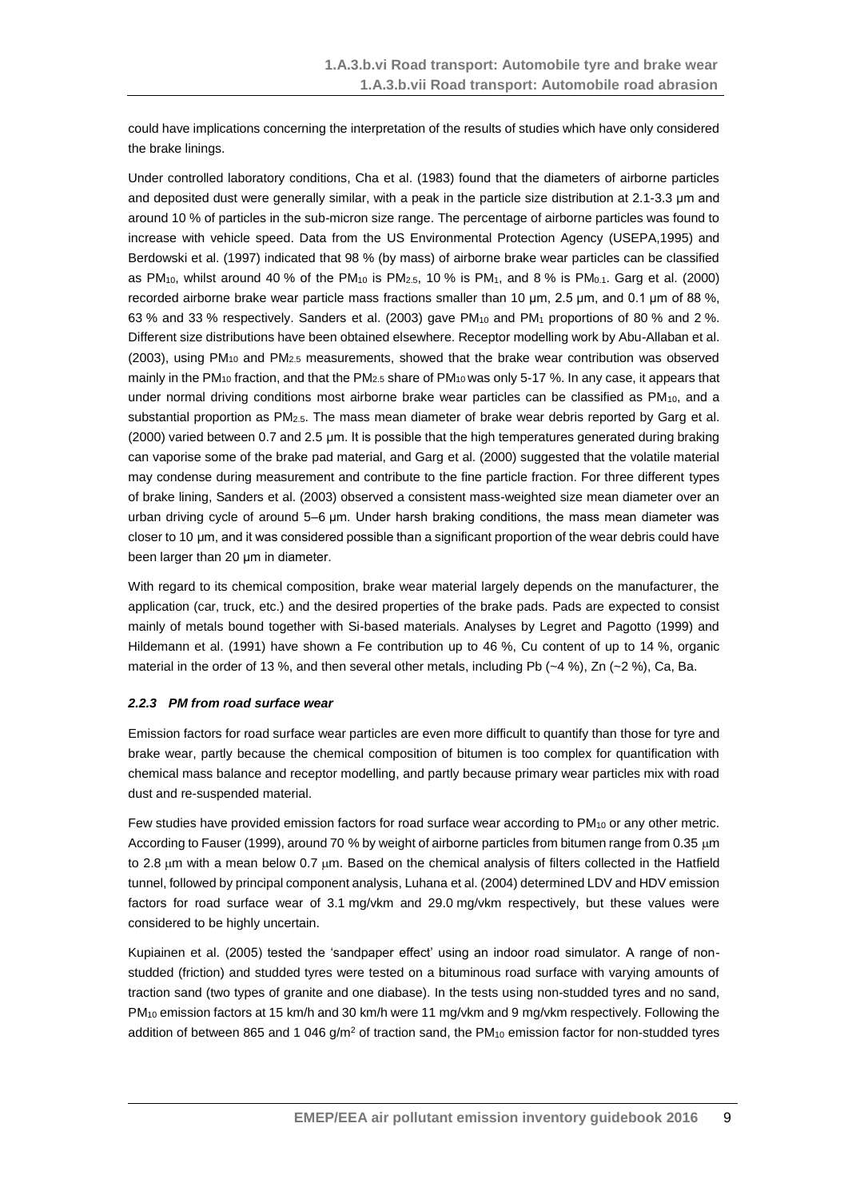could have implications concerning the interpretation of the results of studies which have only considered the brake linings.

Under controlled laboratory conditions, Cha et al. (1983) found that the diameters of airborne particles and deposited dust were generally similar, with a peak in the particle size distribution at 2.1-3.3 µm and around 10 % of particles in the sub-micron size range. The percentage of airborne particles was found to increase with vehicle speed. Data from the US Environmental Protection Agency (USEPA,1995) and Berdowski et al. (1997) indicated that 98 % (by mass) of airborne brake wear particles can be classified as $PM_{10}$, whilst around 40 % of the $PM_{10}$ is $PM_{2.5}$, 10 % is $PM_1$, and 8 % is $PM_{0.1}$. Garg et al. (2000) recorded airborne brake wear particle mass fractions smaller than 10 µm, 2.5 µm, and 0.1 µm of 88 %, 63 % and 33 % respectively. Sanders et al. (2003) gave $PM_{10}$ and $PM_1$ proportions of 80 % and 2 %. Different size distributions have been obtained elsewhere. Receptor modelling work by Abu-Allaban et al. (2003), using $PM_{10}$ and $PM_{2.5}$ measurements, showed that the brake wear contribution was observed mainly in the $PM_{10}$ fraction, and that the $PM_{2.5}$ share of $PM_{10}$ was only 5-17 %. In any case, it appears that under normal driving conditions most airborne brake wear particles can be classified as $PM_{10}$, and a substantial proportion as $PM_{2.5}$. The mass mean diameter of brake wear debris reported by Garg et al. (2000) varied between 0.7 and 2.5 µm. It is possible that the high temperatures generated during braking can vaporise some of the brake pad material, and Garg et al. (2000) suggested that the volatile material may condense during measurement and contribute to the fine particle fraction. For three different types of brake lining, Sanders et al. (2003) observed a consistent mass-weighted size mean diameter over an urban driving cycle of around 5–6 µm. Under harsh braking conditions, the mass mean diameter was closer to 10 µm, and it was considered possible than a significant proportion of the wear debris could have been larger than 20 µm in diameter.

With regard to its chemical composition, brake wear material largely depends on the manufacturer, the application (car, truck, etc.) and the desired properties of the brake pads. Pads are expected to consist mainly of metals bound together with Si-based materials. Analyses by Legret and Pagotto (1999) and Hildemann et al. (1991) have shown a Fe contribution up to 46 %, Cu content of up to 14 %, organic material in the order of 13 %, and then several other metals, including Pb (~4 %), Zn (~2 %), Ca, Ba.

### *2.2.3 PM from road surface wear*

Emission factors for road surface wear particles are even more difficult to quantify than those for tyre and brake wear, partly because the chemical composition of bitumen is too complex for quantification with chemical mass balance and receptor modelling, and partly because primary wear particles mix with road dust and re-suspended material.

Few studies have provided emission factors for road surface wear according to $PM_{10}$ or any other metric. According to Fauser (1999), around 70 % by weight of airborne particles from bitumen range from 0.35 µm to 2.8 µm with a mean below 0.7 µm. Based on the chemical analysis of filters collected in the Hatfield tunnel, followed by principal component analysis, Luhana et al. (2004) determined LDV and HDV emission factors for road surface wear of 3.1 mg/vkm and 29.0 mg/vkm respectively, but these values were considered to be highly uncertain.

Kupiainen et al. (2005) tested the 'sandpaper effect' using an indoor road simulator. A range of non-studded (friction) and studded tyres were tested on a bituminous road surface with varying amounts of traction sand (two types of granite and one diabase). In the tests using non-studded tyres and no sand, $PM_{10}$ emission factors at 15 km/h and 30 km/h were 11 mg/vkm and 9 mg/vkm respectively. Following the addition of between 865 and 1 046 g/m$^2$ of traction sand, the $PM_{10}$ emission factor for non-studded tyres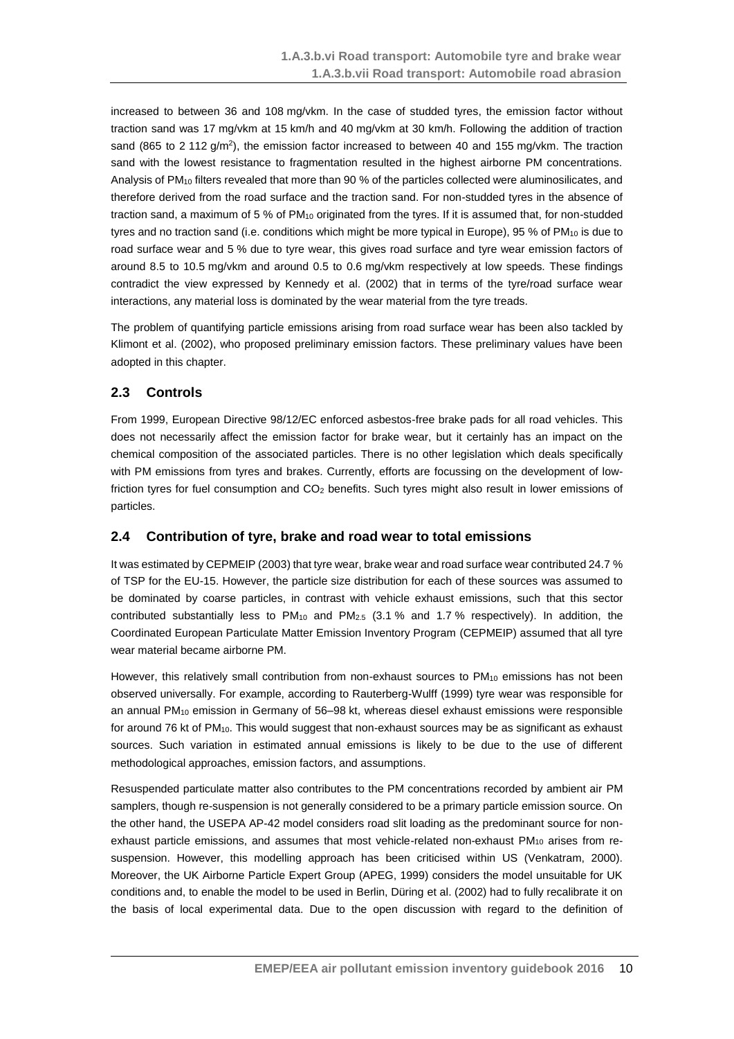increased to between 36 and 108 mg/vkm. In the case of studded tyres, the emission factor without traction sand was 17 mg/vkm at 15 km/h and 40 mg/vkm at 30 km/h. Following the addition of traction sand (865 to 2 112 g/m$^2$), the emission factor increased to between 40 and 155 mg/vkm. The traction sand with the lowest resistance to fragmentation resulted in the highest airborne PM concentrations. Analysis of $PM_{10}$ filters revealed that more than 90 % of the particles collected were aluminosilicates, and therefore derived from the road surface and the traction sand. For non-studded tyres in the absence of traction sand, a maximum of 5 % of $PM_{10}$ originated from the tyres. If it is assumed that, for non-studded tyres and no traction sand (i.e. conditions which might be more typical in Europe), 95 % of $PM_{10}$ is due to road surface wear and 5 % due to tyre wear, this gives road surface and tyre wear emission factors of around 8.5 to 10.5 mg/vkm and around 0.5 to 0.6 mg/vkm respectively at low speeds. These findings contradict the view expressed by Kennedy et al. (2002) that in terms of the tyre/road surface wear interactions, any material loss is dominated by the wear material from the tyre treads.

The problem of quantifying particle emissions arising from road surface wear has been also tackled by Klimont et al. (2002), who proposed preliminary emission factors. These preliminary values have been adopted in this chapter.

## 2.3 Controls

From 1999, European Directive 98/12/EC enforced asbestos-free brake pads for all road vehicles. This does not necessarily affect the emission factor for brake wear, but it certainly has an impact on the chemical composition of the associated particles. There is no other legislation which deals specifically with PM emissions from tyres and brakes. Currently, efforts are focussing on the development of low-friction tyres for fuel consumption and $CO_2$ benefits. Such tyres might also result in lower emissions of particles.

## 2.4 Contribution of tyre, brake and road wear to total emissions

It was estimated by CEPMEIP (2003) that tyre wear, brake wear and road surface wear contributed 24.7 % of TSP for the EU-15. However, the particle size distribution for each of these sources was assumed to be dominated by coarse particles, in contrast with vehicle exhaust emissions, such that this sector contributed substantially less to $PM_{10}$ and $PM_{2.5}$ (3.1 % and 1.7 % respectively). In addition, the Coordinated European Particulate Matter Emission Inventory Program (CEPMEIP) assumed that all tyre wear material became airborne PM.

However, this relatively small contribution from non-exhaust sources to $PM_{10}$ emissions has not been observed universally. For example, according to Rauterberg-Wulff (1999) tyre wear was responsible for an annual $PM_{10}$ emission in Germany of 56–98 kt, whereas diesel exhaust emissions were responsible for around 76 kt of $PM_{10}$. This would suggest that non-exhaust sources may be as significant as exhaust sources. Such variation in estimated annual emissions is likely to be due to the use of different methodological approaches, emission factors, and assumptions.

Resuspended particulate matter also contributes to the PM concentrations recorded by ambient air PM samplers, though re-suspension is not generally considered to be a primary particle emission source. On the other hand, the USEPA AP-42 model considers road slit loading as the predominant source for non-exhaust particle emissions, and assumes that most vehicle-related non-exhaust $PM_{10}$ arises from re-suspension. However, this modelling approach has been criticised within US (Venkatram, 2000). Moreover, the UK Airborne Particle Expert Group (APEG, 1999) considers the model unsuitable for UK conditions and, to enable the model to be used in Berlin, Düring et al. (2002) had to fully recalibrate it on the basis of local experimental data. Due to the open discussion with regard to the definition of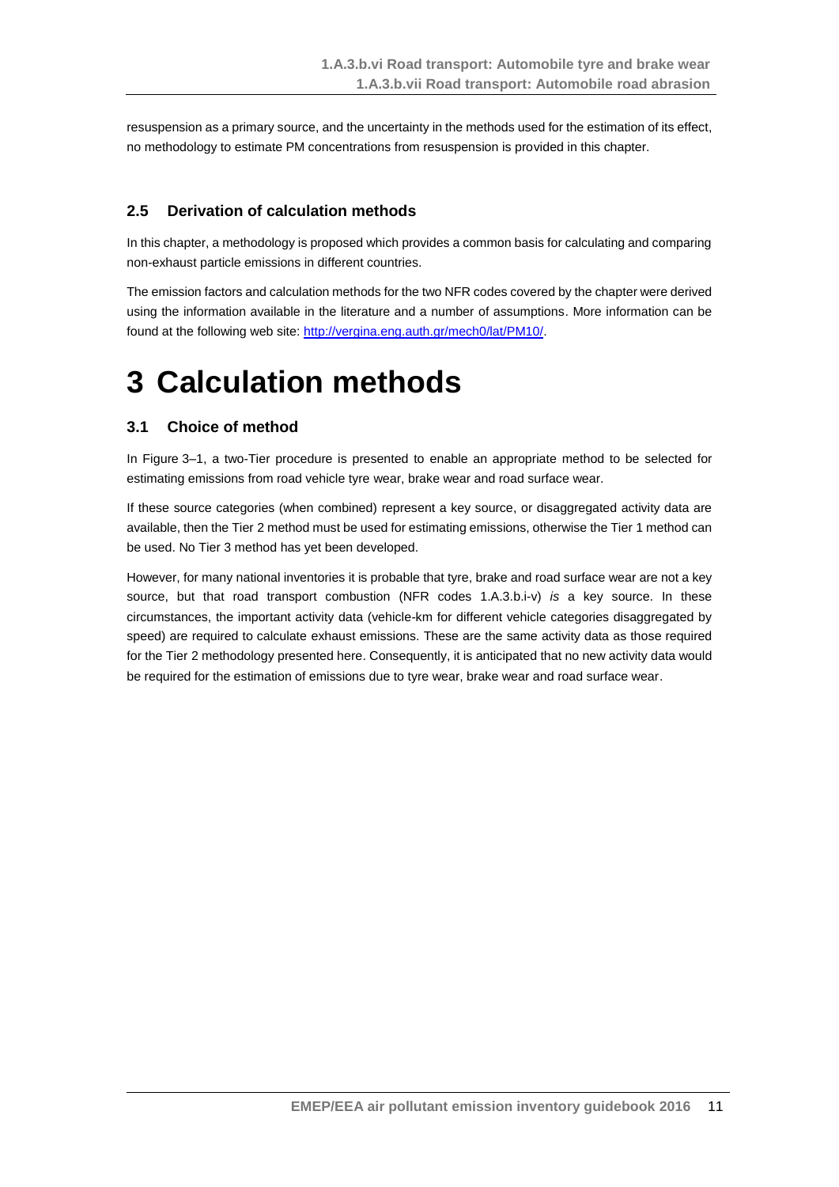resuspension as a primary source, and the uncertainty in the methods used for the estimation of its effect, no methodology to estimate PM concentrations from resuspension is provided in this chapter.

### 2.5 Derivation of calculation methods

In this chapter, a methodology is proposed which provides a common basis for calculating and comparing non-exhaust particle emissions in different countries.

The emission factors and calculation methods for the two NFR codes covered by the chapter were derived using the information available in the literature and a number of assumptions. More information can be found at the following web site: [http://vergina.eng.auth.gr/mech0/lat/PM10/](http://vergina.eng.auth.gr/mech0/lat/PM10/).

# 3 Calculation methods

### 3.1 Choice of method

In Figure 3–1, a two-Tier procedure is presented to enable an appropriate method to be selected for estimating emissions from road vehicle tyre wear, brake wear and road surface wear.

If these source categories (when combined) represent a key source, or disaggregated activity data are available, then the Tier 2 method must be used for estimating emissions, otherwise the Tier 1 method can be used. No Tier 3 method has yet been developed.

However, for many national inventories it is probable that tyre, brake and road surface wear are not a key source, but that road transport combustion (NFR codes 1.A.3.b.i-v) *is* a key source. In these circumstances, the important activity data (vehicle-km for different vehicle categories disaggregated by speed) are required to calculate exhaust emissions. These are the same activity data as those required for the Tier 2 methodology presented here. Consequently, it is anticipated that no new activity data would be required for the estimation of emissions due to tyre wear, brake wear and road surface wear.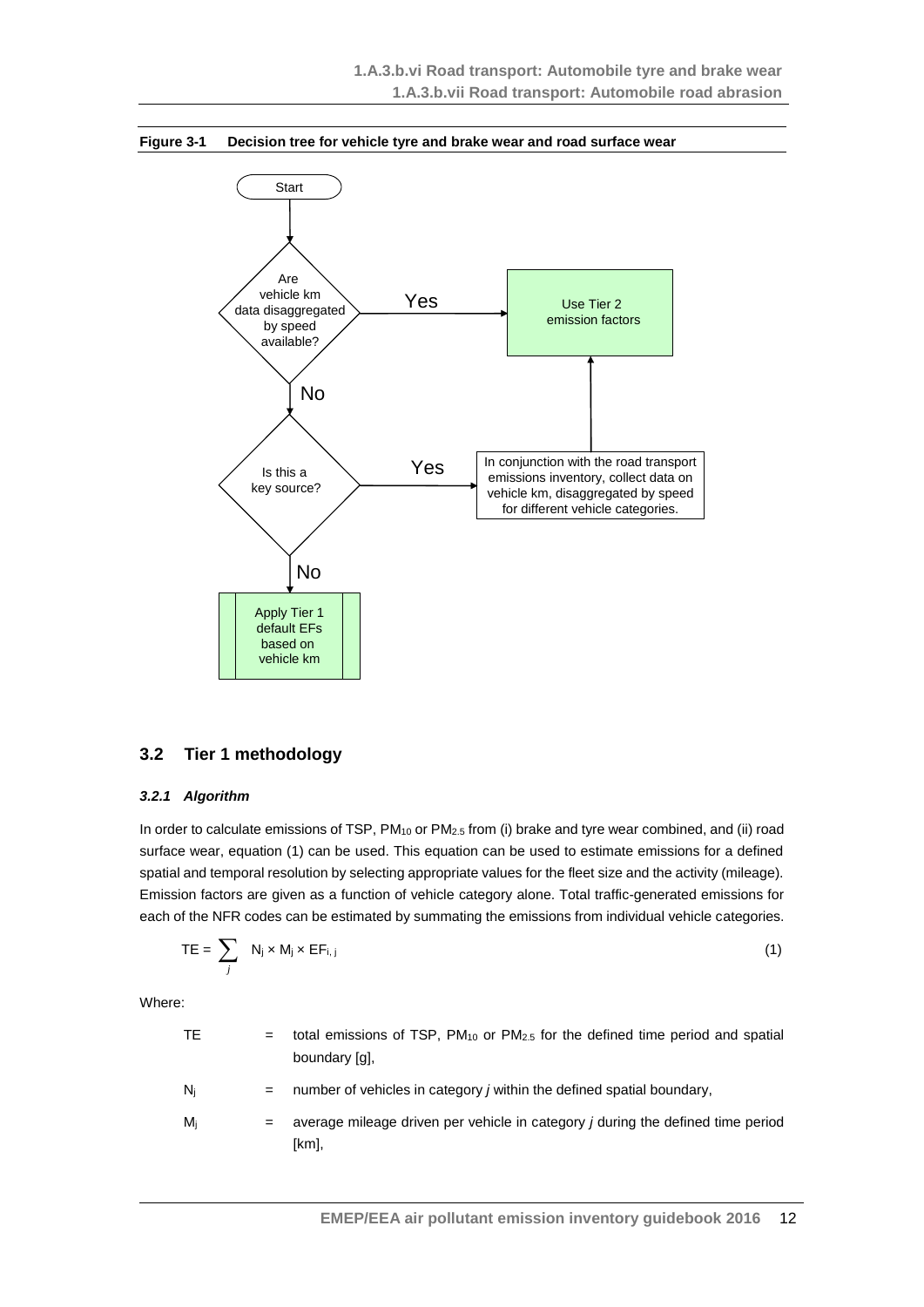**Figure 3-1 Decision tree for vehicle tyre and brake wear and road surface wear**

Start

Are vehicle km data disaggregated by speed available?

Yes → Use Tier 2 emission factors

No ↓

Is this a key source?

Yes → In conjunction with the road transport emissions inventory, collect data on vehicle km, disaggregated by speed for different vehicle categories. → Use Tier 2 emission factors

No ↓

Apply Tier 1 default EFs based on vehicle km

## 3.2 Tier 1 methodology

### *3.2.1 Algorithm*

In order to calculate emissions of TSP, $PM_{10}$ or $PM_{2.5}$ from (i) brake and tyre wear combined, and (ii) road surface wear, equation (1) can be used. This equation can be used to estimate emissions for a defined spatial and temporal resolution by selecting appropriate values for the fleet size and the activity (mileage). Emission factors are given as a function of vehicle category alone. Total traffic-generated emissions for each of the NFR codes can be estimated by summating the emissions from individual vehicle categories.

$$TE = \sum_{j} N_j \times M_j \times EF_{i,j} \tag{1}$$

Where:

$TE$ = total emissions of TSP, $PM_{10}$ or $PM_{2.5}$ for the defined time period and spatial boundary [g],

$N_j$ = number of vehicles in category *j* within the defined spatial boundary,

$M_j$ = average mileage driven per vehicle in category *j* during the defined time period [km],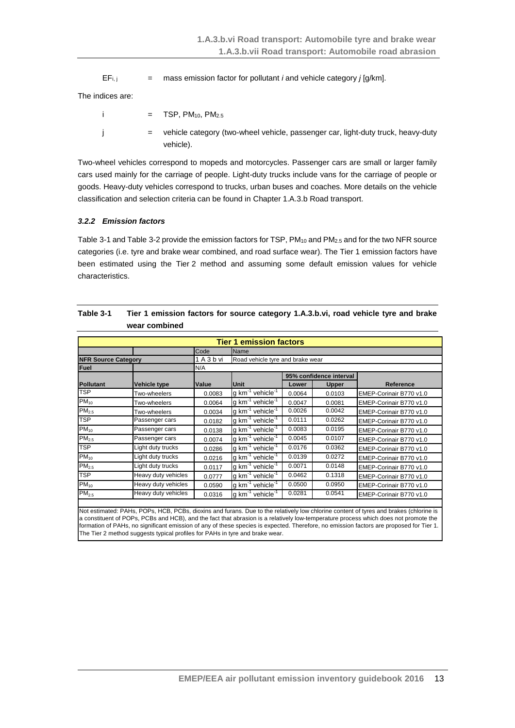$EF_{i,j}$ = mass emission factor for pollutant *i* and vehicle category *j* [g/km].

The indices are:

i = TSP, $PM_{10}$, $PM_{2.5}$

j = vehicle category (two-wheel vehicle, passenger car, light-duty truck, heavy-duty vehicle).

Two-wheel vehicles correspond to mopeds and motorcycles. Passenger cars are small or larger family cars used mainly for the carriage of people. Light-duty trucks include vans for the carriage of people or goods. Heavy-duty vehicles correspond to trucks, urban buses and coaches. More details on the vehicle classification and selection criteria can be found in Chapter 1.A.3.b Road transport.

### *3.2.2 Emission factors*

Table 3-1 and Table 3-2 provide the emission factors for TSP, $PM_{10}$ and $PM_{2.5}$ and for the two NFR source categories (i.e. tyre and brake wear combined, and road surface wear). The Tier 1 emission factors have been estimated using the Tier 2 method and assuming some default emission values for vehicle characteristics.

**Table 3-1 Tier 1 emission factors for source category 1.A.3.b.vi, road vehicle tyre and brake wear combined**

| **Tier 1 emission factors** | | | | | | |
|---|---|---|---|---|---|---|
| | | Code | Name | | | |
| **NFR Source Category** | | 1 A 3 b vi | Road vehicle tyre and brake wear | | | |
| **Fuel** | | N/A | | | | |
| | | | | **95% confidence interval** | | |
| **Pollutant** | **Vehicle type** | **Value** | **Unit** | **Lower** | **Upper** | **Reference** |
| TSP | Two-wheelers | 0.0083 | g $km^{-1}$ $vehicle^{-1}$ | 0.0064 | 0.0103 | EMEP-Corinair B770 v1.0 |
| $PM_{10}$ | Two-wheelers | 0.0064 | g $km^{-1}$ $vehicle^{-1}$ | 0.0047 | 0.0081 | EMEP-Corinair B770 v1.0 |
| $PM_{2.5}$ | Two-wheelers | 0.0034 | g $km^{-1}$ $vehicle^{-1}$ | 0.0026 | 0.0042 | EMEP-Corinair B770 v1.0 |
| TSP | Passenger cars | 0.0182 | g $km^{-1}$ $vehicle^{-1}$ | 0.0111 | 0.0262 | EMEP-Corinair B770 v1.0 |
| $PM_{10}$ | Passenger cars | 0.0138 | g $km^{-1}$ $vehicle^{-1}$ | 0.0083 | 0.0195 | EMEP-Corinair B770 v1.0 |
| $PM_{2.5}$ | Passenger cars | 0.0074 | g $km^{-1}$ $vehicle^{-1}$ | 0.0045 | 0.0107 | EMEP-Corinair B770 v1.0 |
| TSP | Light duty trucks | 0.0286 | g $km^{-1}$ $vehicle^{-1}$ | 0.0176 | 0.0362 | EMEP-Corinair B770 v1.0 |
| $PM_{10}$ | Light duty trucks | 0.0216 | g $km^{-1}$ $vehicle^{-1}$ | 0.0139 | 0.0272 | EMEP-Corinair B770 v1.0 |
| $PM_{2.5}$ | Light duty trucks | 0.0117 | g $km^{-1}$ $vehicle^{-1}$ | 0.0071 | 0.0148 | EMEP-Corinair B770 v1.0 |
| TSP | Heavy duty vehicles | 0.0777 | g $km^{-1}$ $vehicle^{-1}$ | 0.0462 | 0.1318 | EMEP-Corinair B770 v1.0 |
| $PM_{10}$ | Heavy duty vehicles | 0.0590 | g $km^{-1}$ $vehicle^{-1}$ | 0.0500 | 0.0950 | EMEP-Corinair B770 v1.0 |
| $PM_{2.5}$ | Heavy duty vehicles | 0.0316 | g $km^{-1}$ $vehicle^{-1}$ | 0.0281 | 0.0541 | EMEP-Corinair B770 v1.0 |

Not estimated: PAHs, POPs, HCB, PCBs, dioxins and furans. Due to the relatively low chlorine content of tyres and brakes (chlorine is a constituent of POPs, PCBs and HCB), and the fact that abrasion is a relatively low-temperature process which does not promote the formation of PAHs, no significant emission of any of these species is expected. Therefore, no emission factors are proposed for Tier 1. The Tier 2 method suggests typical profiles for PAHs in tyre and brake wear.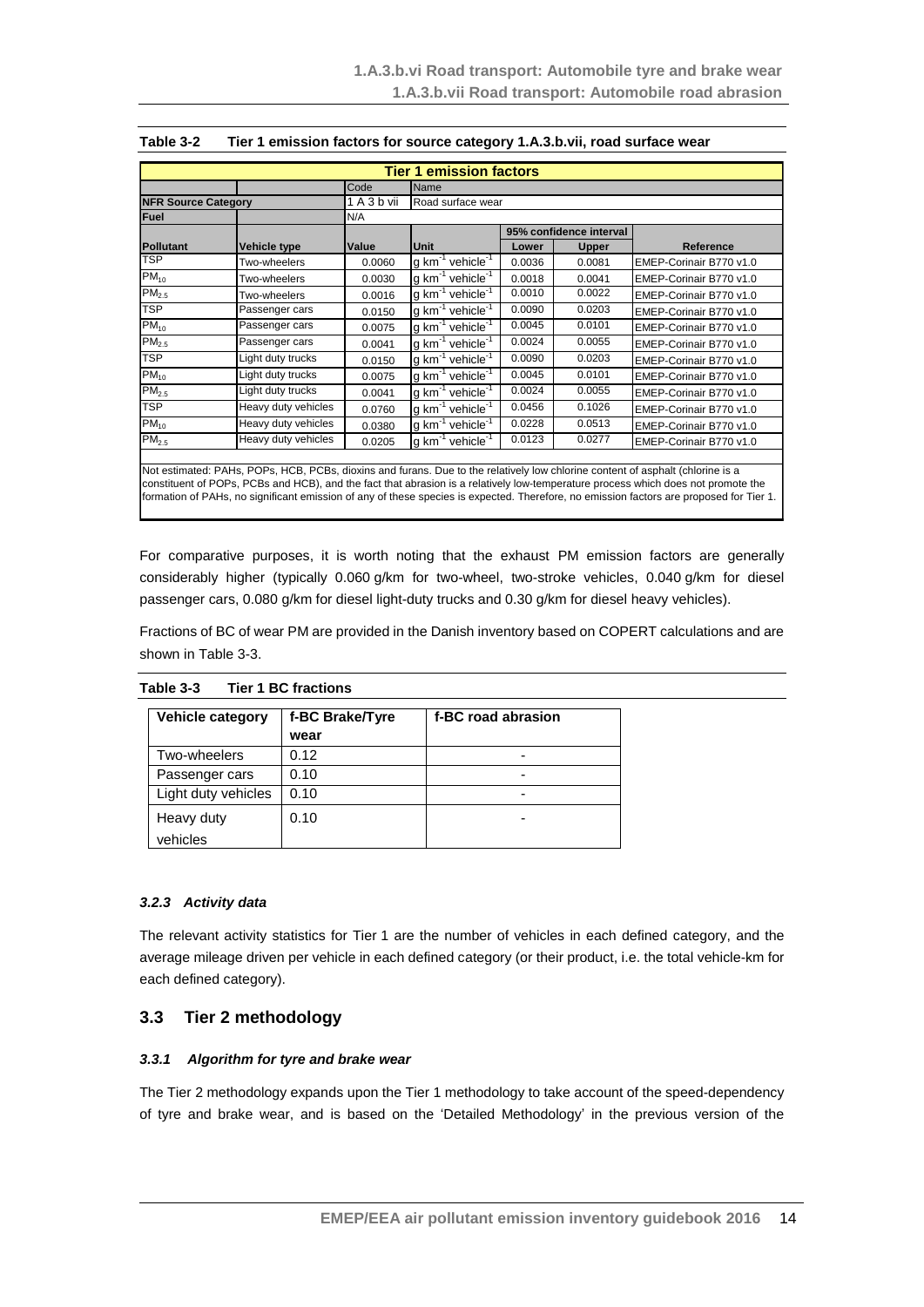**Table 3-2 Tier 1 emission factors for source category 1.A.3.b.vii, road surface wear**

| Tier 1 emission factors | | | | | | |
|---|---|---|---|---|---|---|
| | | Code | Name | | | |
| NFR Source Category | | 1 A 3 b vii | Road surface wear | | | |
| Fuel | | N/A | | | | |
| | | | | 95% confidence interval | | |
| Pollutant | Vehicle type | Value | Unit | Lower | Upper | Reference |
| TSP | Two-wheelers | 0.0060 | g $km^{-1}$ $vehicle^{-1}$ | 0.0036 | 0.0081 | EMEP-Corinair B770 v1.0 |
| $PM_{10}$ | Two-wheelers | 0.0030 | g $km^{-1}$ $vehicle^{-1}$ | 0.0018 | 0.0041 | EMEP-Corinair B770 v1.0 |
| $PM_{2.5}$ | Two-wheelers | 0.0016 | g $km^{-1}$ $vehicle^{-1}$ | 0.0010 | 0.0022 | EMEP-Corinair B770 v1.0 |
| TSP | Passenger cars | 0.0150 | g $km^{-1}$ $vehicle^{-1}$ | 0.0090 | 0.0203 | EMEP-Corinair B770 v1.0 |
| $PM_{10}$ | Passenger cars | 0.0075 | g $km^{-1}$ $vehicle^{-1}$ | 0.0045 | 0.0101 | EMEP-Corinair B770 v1.0 |
| $PM_{2.5}$ | Passenger cars | 0.0041 | g $km^{-1}$ $vehicle^{-1}$ | 0.0024 | 0.0055 | EMEP-Corinair B770 v1.0 |
| TSP | Light duty trucks | 0.0150 | g $km^{-1}$ $vehicle^{-1}$ | 0.0090 | 0.0203 | EMEP-Corinair B770 v1.0 |
| $PM_{10}$ | Light duty trucks | 0.0075 | g $km^{-1}$ $vehicle^{-1}$ | 0.0045 | 0.0101 | EMEP-Corinair B770 v1.0 |
| $PM_{2.5}$ | Light duty trucks | 0.0041 | g $km^{-1}$ $vehicle^{-1}$ | 0.0024 | 0.0055 | EMEP-Corinair B770 v1.0 |
| TSP | Heavy duty vehicles | 0.0760 | g $km^{-1}$ $vehicle^{-1}$ | 0.0456 | 0.1026 | EMEP-Corinair B770 v1.0 |
| $PM_{10}$ | Heavy duty vehicles | 0.0380 | g $km^{-1}$ $vehicle^{-1}$ | 0.0228 | 0.0513 | EMEP-Corinair B770 v1.0 |
| $PM_{2.5}$ | Heavy duty vehicles | 0.0205 | g $km^{-1}$ $vehicle^{-1}$ | 0.0123 | 0.0277 | EMEP-Corinair B770 v1.0 |

Not estimated: PAHs, POPs, HCB, PCBs, dioxins and furans. Due to the relatively low chlorine content of asphalt (chlorine is a constituent of POPs, PCBs and HCB), and the fact that abrasion is a relatively low-temperature process which does not promote the formation of PAHs, no significant emission of any of these species is expected. Therefore, no emission factors are proposed for Tier 1.

For comparative purposes, it is worth noting that the exhaust PM emission factors are generally considerably higher (typically 0.060 g/km for two-wheel, two-stroke vehicles, 0.040 g/km for diesel passenger cars, 0.080 g/km for diesel light-duty trucks and 0.30 g/km for diesel heavy vehicles).

Fractions of BC of wear PM are provided in the Danish inventory based on COPERT calculations and are shown in Table 3-3.

**Table 3-3 Tier 1 BC fractions**

| Vehicle category | f-BC Brake/Tyre wear | f-BC road abrasion |
|---|---|---|
| Two-wheelers | 0.12 | - |
| Passenger cars | 0.10 | - |
| Light duty vehicles | 0.10 | - |
| Heavy duty vehicles | 0.10 | - |

#### *3.2.3 Activity data*

The relevant activity statistics for Tier 1 are the number of vehicles in each defined category, and the average mileage driven per vehicle in each defined category (or their product, i.e. the total vehicle-km for each defined category).

## 3.3 Tier 2 methodology

#### *3.3.1 Algorithm for tyre and brake wear*

The Tier 2 methodology expands upon the Tier 1 methodology to take account of the speed-dependency of tyre and brake wear, and is based on the 'Detailed Methodology' in the previous version of the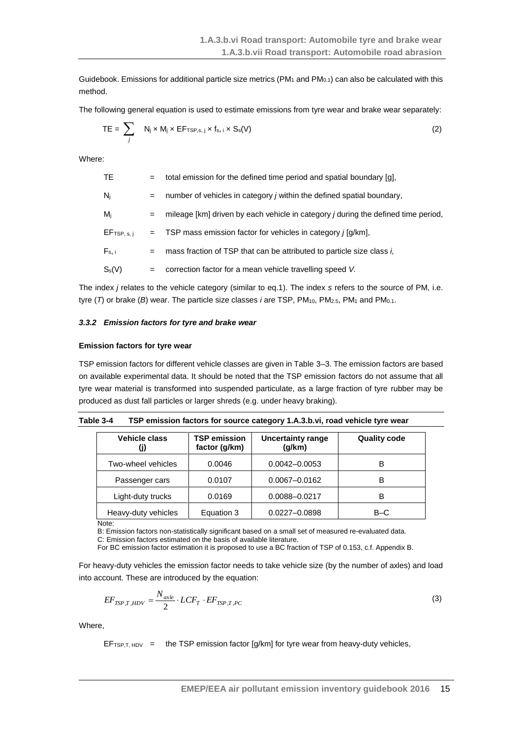Guidebook. Emissions for additional particle size metrics ($PM_1$ and $PM_{0.1}$) can also be calculated with this method.

The following general equation is used to estimate emissions from tyre wear and brake wear separately:

$$TE = \sum_j N_j \times M_j \times EF_{TSP,s,j} \times f_{s,i} \times S_s(V) \tag{2}$$

Where:

| | | |
|---|---|---|
| TE | = | total emission for the defined time period and spatial boundary [g], |
| $N_j$ | = | number of vehicles in category *j* within the defined spatial boundary, |
| $M_j$ | = | mileage [km] driven by each vehicle in category *j* during the defined time period, |
| $EF_{TSP,s,j}$ | = | TSP mass emission factor for vehicles in category *j* [g/km], |
| $F_{s,i}$ | = | mass fraction of TSP that can be attributed to particle size class *i*, |
| $S_s(V)$ | = | correction factor for a mean vehicle travelling speed *V*. |

The index *j* relates to the vehicle category (similar to eq.1). The index *s* refers to the source of PM, i.e. tyre (*T*) or brake (*B*) wear. The particle size classes *i* are TSP, $PM_{10}$, $PM_{2.5}$, $PM_1$ and $PM_{0.1}$.

### *3.3.2 Emission factors for tyre and brake wear*

**Emission factors for tyre wear**

TSP emission factors for different vehicle classes are given in Table 3–3. The emission factors are based on available experimental data. It should be noted that the TSP emission factors do not assume that all tyre wear material is transformed into suspended particulate, as a large fraction of tyre rubber may be produced as dust fall particles or larger shreds (e.g. under heavy braking).

**Table 3-4 TSP emission factors for source category 1.A.3.b.vi, road vehicle tyre wear**

| Vehicle class (j) | TSP emission factor (g/km) | Uncertainty range (g/km) | Quality code |
|---|---|---|---|
| Two-wheel vehicles | 0.0046 | 0.0042–0.0053 | B |
| Passenger cars | 0.0107 | 0.0067–0.0162 | B |
| Light-duty trucks | 0.0169 | 0.0088–0.0217 | B |
| Heavy-duty vehicles | Equation 3 | 0.0227–0.0898 | B–C |

Note:
B: Emission factors non-statistically significant based on a small set of measured re-evaluated data.
C: Emission factors estimated on the basis of available literature.
For BC emission factor estimation it is proposed to use a BC fraction of TSP of 0.153, c.f. Appendix B.

For heavy-duty vehicles the emission factor needs to take vehicle size (by the number of axles) and load into account. These are introduced by the equation:

$$EF_{TSP,T,HDV} = \frac{N_{axle}}{2} \cdot LCF_T \cdot EF_{TSP,T,PC} \tag{3}$$

Where,

$EF_{TSP,T,HDV}$ = the TSP emission factor [g/km] for tyre wear from heavy-duty vehicles,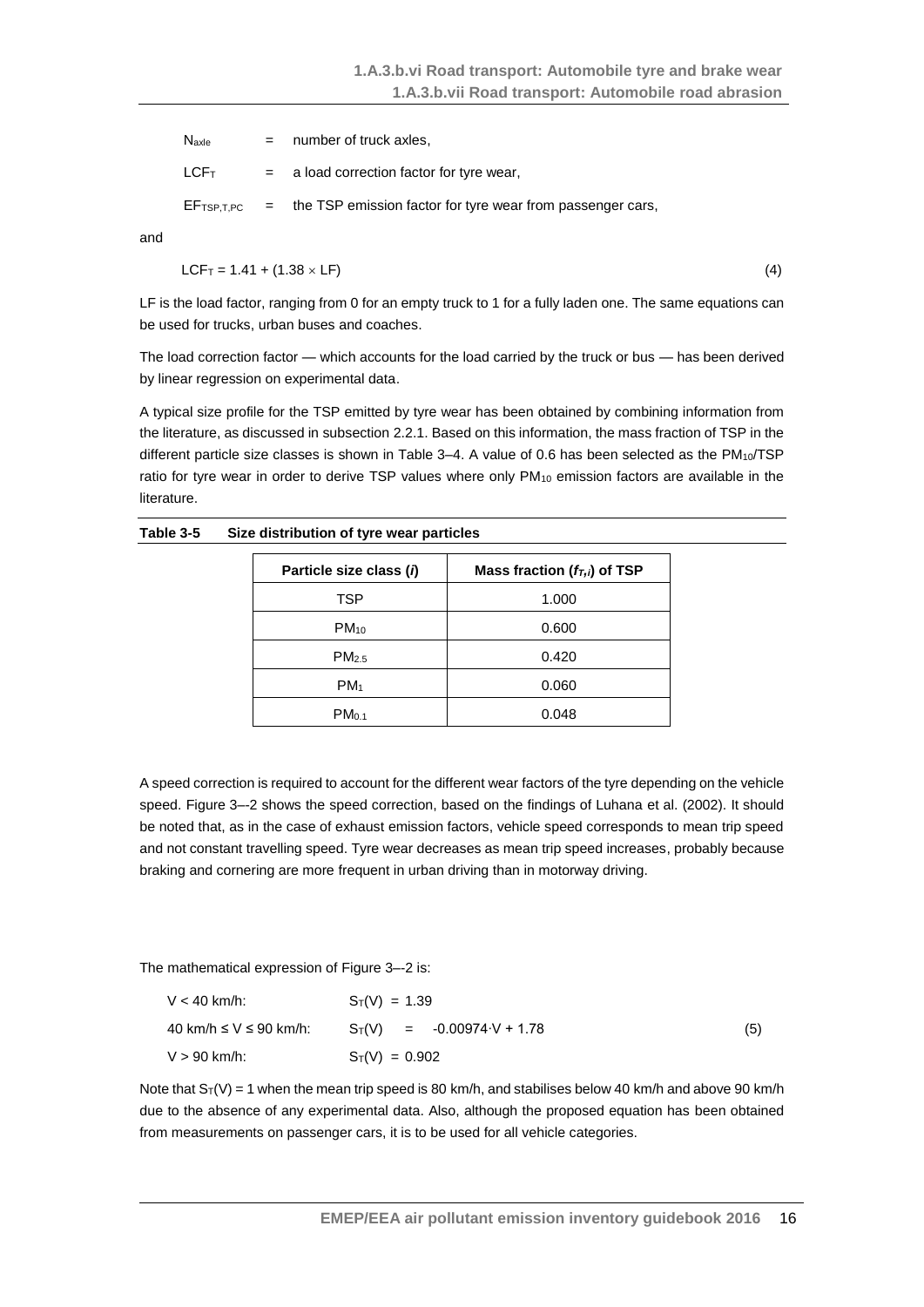$N_{axle}$ = number of truck axles,

$LCF_T$ = a load correction factor for tyre wear,

$EF_{TSP,T,PC}$ = the TSP emission factor for tyre wear from passenger cars,

and

$$LCF_T = 1.41 + (1.38 \times LF) \quad (4)$$

LF is the load factor, ranging from 0 for an empty truck to 1 for a fully laden one. The same equations can be used for trucks, urban buses and coaches.

The load correction factor — which accounts for the load carried by the truck or bus — has been derived by linear regression on experimental data.

A typical size profile for the TSP emitted by tyre wear has been obtained by combining information from the literature, as discussed in subsection 2.2.1. Based on this information, the mass fraction of TSP in the different particle size classes is shown in Table 3–4. A value of 0.6 has been selected as the $PM_{10}$/TSP ratio for tyre wear in order to derive TSP values where only $PM_{10}$ emission factors are available in the literature.

**Table 3-5 Size distribution of tyre wear particles**

| Particle size class (*i*) | Mass fraction ($f_{T,i}$) of TSP |
|---|---|
| TSP | 1.000 |
| $PM_{10}$ | 0.600 |
| $PM_{2.5}$ | 0.420 |
| $PM_1$ | 0.060 |
| $PM_{0.1}$ | 0.048 |

A speed correction is required to account for the different wear factors of the tyre depending on the vehicle speed. Figure 3–-2 shows the speed correction, based on the findings of Luhana et al. (2002). It should be noted that, as in the case of exhaust emission factors, vehicle speed corresponds to mean trip speed and not constant travelling speed. Tyre wear decreases as mean trip speed increases, probably because braking and cornering are more frequent in urban driving than in motorway driving.

The mathematical expression of Figure 3–-2 is:

$$\begin{aligned} V < 40 \text{ km/h:} \quad & S_T(V) = 1.39 \\ 40 \text{ km/h} \leq V \leq 90 \text{ km/h:} \quad & S_T(V) = -0.00974 \cdot V + 1.78 \\ V > 90 \text{ km/h:} \quad & S_T(V) = 0.902 \end{aligned} \quad (5)$$

Note that $S_T(V) = 1$ when the mean trip speed is 80 km/h, and stabilises below 40 km/h and above 90 km/h due to the absence of any experimental data. Also, although the proposed equation has been obtained from measurements on passenger cars, it is to be used for all vehicle categories.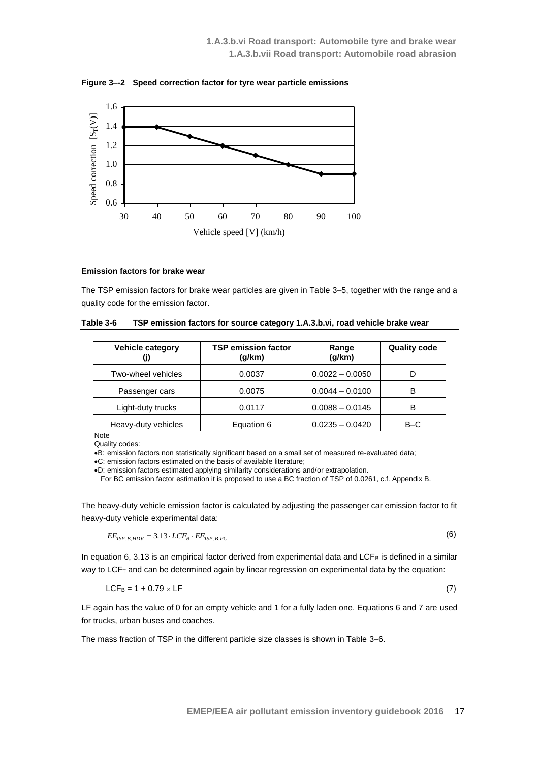**Figure 3–-2 Speed correction factor for tyre wear particle emissions**

**Emission factors for brake wear**

The TSP emission factors for brake wear particles are given in Table 3–5, together with the range and a quality code for the emission factor.

**Table 3-6 TSP emission factors for source category 1.A.3.b.vi, road vehicle brake wear**

| Vehicle category (j) | TSP emission factor (g/km) | Range (g/km) | Quality code |
|---|---|---|---|
| Two-wheel vehicles | 0.0037 | 0.0022 – 0.0050 | D |
| Passenger cars | 0.0075 | 0.0044 – 0.0100 | B |
| Light-duty trucks | 0.0117 | 0.0088 – 0.0145 | B |
| Heavy-duty vehicles | Equation 6 | 0.0235 – 0.0420 | B–C |

Note

Quality codes:

- B: emission factors non statistically significant based on a small set of measured re-evaluated data;
- C: emission factors estimated on the basis of available literature;
- D: emission factors estimated applying similarity considerations and/or extrapolation.

For BC emission factor estimation it is proposed to use a BC fraction of TSP of 0.0261, c.f. Appendix B.

The heavy-duty vehicle emission factor is calculated by adjusting the passenger car emission factor to fit heavy-duty vehicle experimental data:

$$EF_{TSP,B,HDV} = 3.13 \cdot LCF_B \cdot EF_{TSP,B,PC} \quad (6)$$

In equation 6, 3.13 is an empirical factor derived from experimental data and $LCF_B$ is defined in a similar way to $LCF_T$ and can be determined again by linear regression on experimental data by the equation:

$$LCF_B = 1 + 0.79 \times LF \quad (7)$$

LF again has the value of 0 for an empty vehicle and 1 for a fully laden one. Equations 6 and 7 are used for trucks, urban buses and coaches.

The mass fraction of TSP in the different particle size classes is shown in Table 3–6.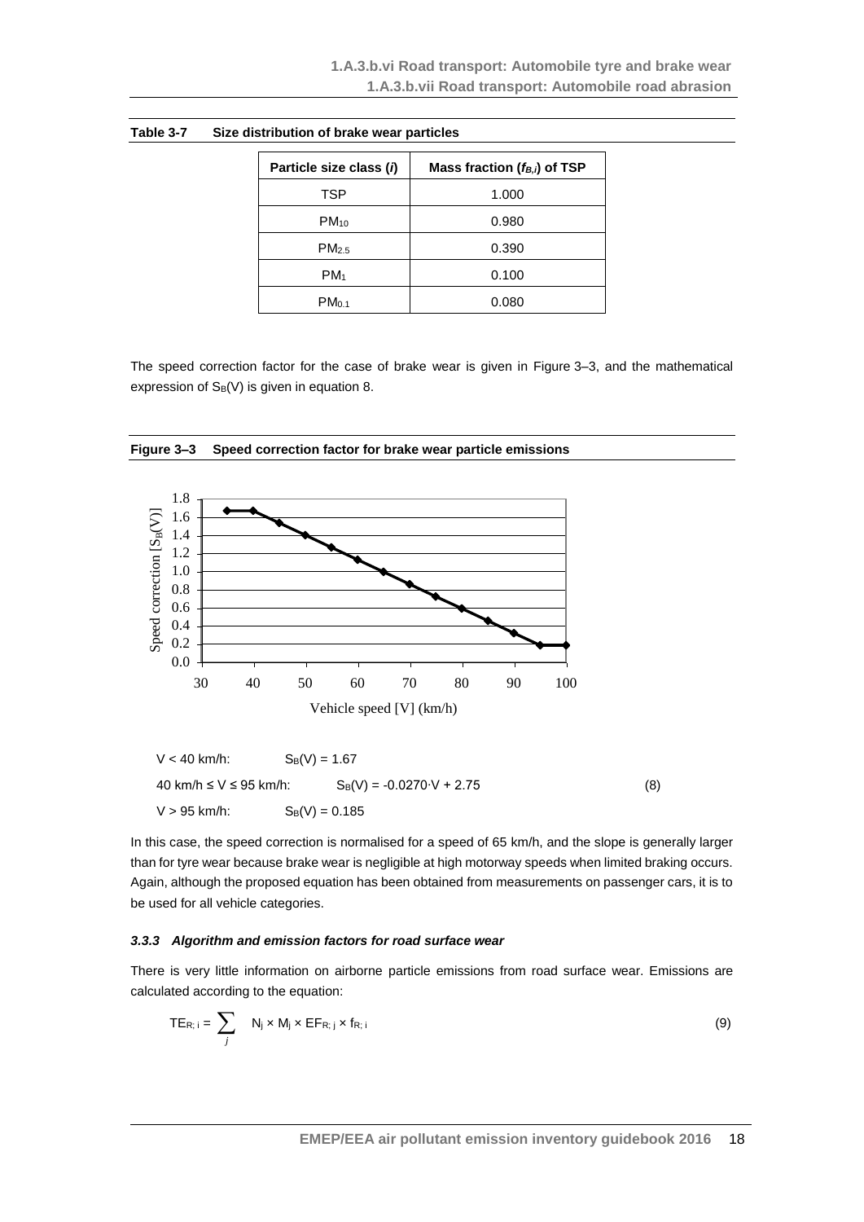**Table 3-7 Size distribution of brake wear particles**

| Particle size class (*i*) | Mass fraction ($f_{B,i}$) of TSP |
|---|---|
| TSP | 1.000 |
| $PM_{10}$ | 0.980 |
| $PM_{2.5}$ | 0.390 |
| $PM_1$ | 0.100 |
| $PM_{0.1}$ | 0.080 |

The speed correction factor for the case of brake wear is given in Figure 3–3, and the mathematical expression of $S_B(V)$ is given in equation 8.

**Figure 3–3 Speed correction factor for brake wear particle emissions**

$$
\begin{aligned}
&V < 40 \text{ km/h:} && S_B(V) = 1.67 \\
&40 \text{ km/h} \le V \le 95 \text{ km/h:} && S_B(V) = -0.0270 \cdot V + 2.75 \\
&V > 95 \text{ km/h:} && S_B(V) = 0.185
\end{aligned}
\tag{8}
$$

In this case, the speed correction is normalised for a speed of 65 km/h, and the slope is generally larger than for tyre wear because brake wear is negligible at high motorway speeds when limited braking occurs. Again, although the proposed equation has been obtained from measurements on passenger cars, it is to be used for all vehicle categories.

### *3.3.3 Algorithm and emission factors for road surface wear*

There is very little information on airborne particle emissions from road surface wear. Emissions are calculated according to the equation:

$$TE_{R;\,i} = \sum_{j} N_j \times M_j \times EF_{R;\,j} \times f_{R;\,i} \tag{9}$$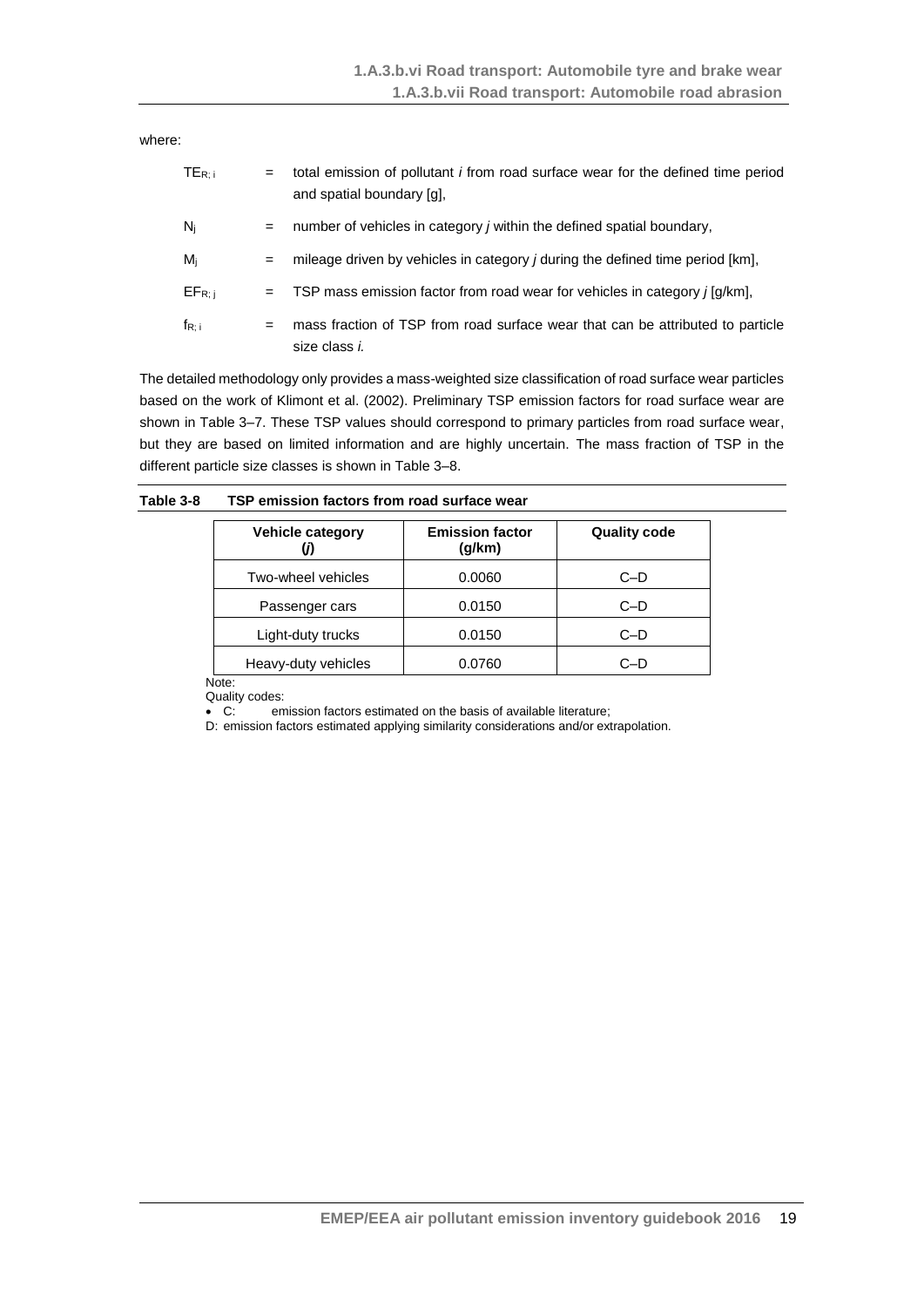where:

| | | |
|---|---|---|
| $TE_{R;\,i}$ | = | total emission of pollutant *i* from road surface wear for the defined time period and spatial boundary [g], |
| $N_j$ | = | number of vehicles in category *j* within the defined spatial boundary, |
| $M_j$ | = | mileage driven by vehicles in category *j* during the defined time period [km], |
| $EF_{R;\,j}$ | = | TSP mass emission factor from road wear for vehicles in category *j* [g/km], |
| $f_{R;\,i}$ | = | mass fraction of TSP from road surface wear that can be attributed to particle size class *i.* |

The detailed methodology only provides a mass-weighted size classification of road surface wear particles based on the work of Klimont et al. (2002). Preliminary TSP emission factors for road surface wear are shown in Table 3–7. These TSP values should correspond to primary particles from road surface wear, but they are based on limited information and are highly uncertain. The mass fraction of TSP in the different particle size classes is shown in Table 3–8.

**Table 3-8 TSP emission factors from road surface wear**

| Vehicle category (*j*) | Emission factor (g/km) | Quality code |
|---|---|---|
| Two-wheel vehicles | 0.0060 | C–D |
| Passenger cars | 0.0150 | C–D |
| Light-duty trucks | 0.0150 | C–D |
| Heavy-duty vehicles | 0.0760 | C–D |

Note:
Quality codes:
- C: emission factors estimated on the basis of available literature;

D: emission factors estimated applying similarity considerations and/or extrapolation.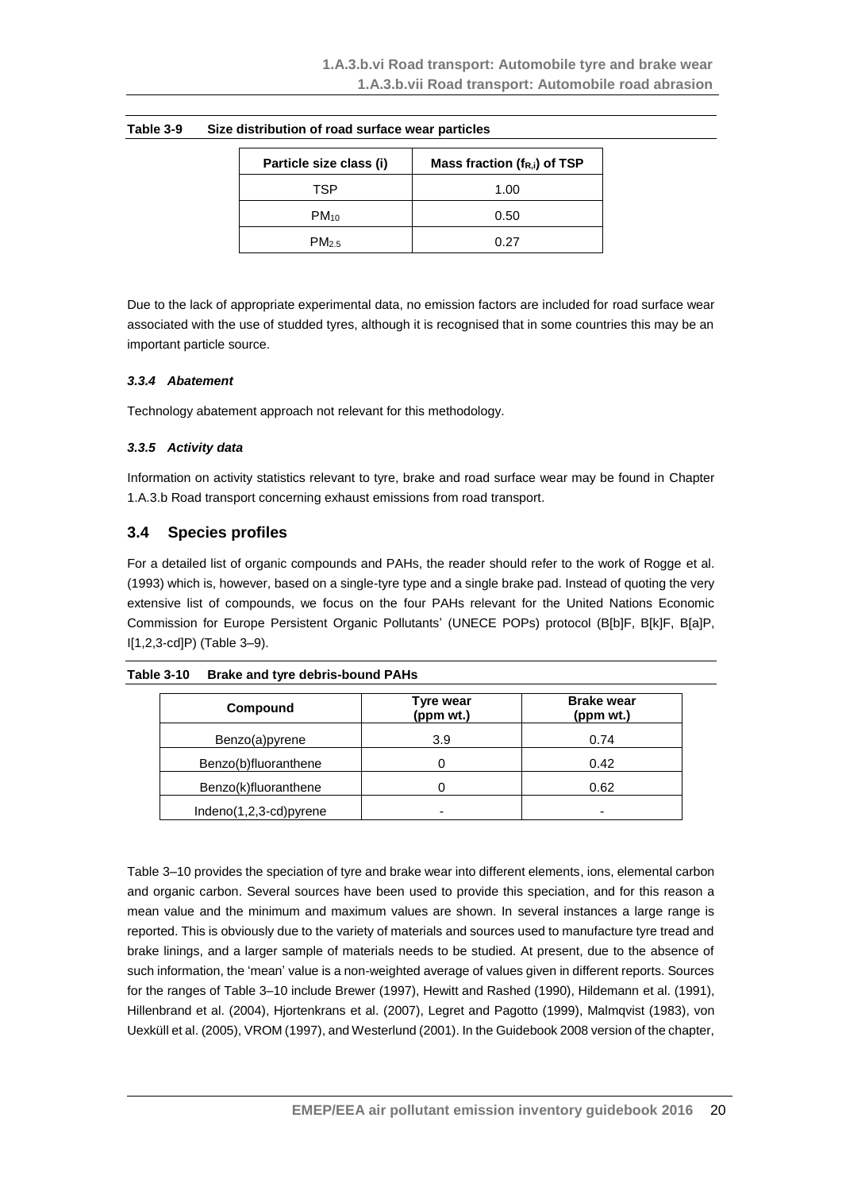**Table 3-9 Size distribution of road surface wear particles**

| Particle size class (i) | Mass fraction ($f_{R,i}$) of TSP |
|---|---|
| TSP | 1.00 |
| $PM_{10}$ | 0.50 |
| $PM_{2.5}$ | 0.27 |

Due to the lack of appropriate experimental data, no emission factors are included for road surface wear associated with the use of studded tyres, although it is recognised that in some countries this may be an important particle source.

#### *3.3.4 Abatement*

Technology abatement approach not relevant for this methodology.

#### *3.3.5 Activity data*

Information on activity statistics relevant to tyre, brake and road surface wear may be found in Chapter 1.A.3.b Road transport concerning exhaust emissions from road transport.

## 3.4 Species profiles

For a detailed list of organic compounds and PAHs, the reader should refer to the work of Rogge et al. (1993) which is, however, based on a single-tyre type and a single brake pad. Instead of quoting the very extensive list of compounds, we focus on the four PAHs relevant for the United Nations Economic Commission for Europe Persistent Organic Pollutants' (UNECE POPs) protocol (B[b]F, B[k]F, B[a]P, I[1,2,3-cd]P) (Table 3–9).

**Table 3-10 Brake and tyre debris-bound PAHs**

| Compound | Tyre wear (ppm wt.) | Brake wear (ppm wt.) |
|---|---|---|
| Benzo(a)pyrene | 3.9 | 0.74 |
| Benzo(b)fluoranthene | 0 | 0.42 |
| Benzo(k)fluoranthene | 0 | 0.62 |
| Indeno(1,2,3-cd)pyrene | - | - |

Table 3–10 provides the speciation of tyre and brake wear into different elements, ions, elemental carbon and organic carbon. Several sources have been used to provide this speciation, and for this reason a mean value and the minimum and maximum values are shown. In several instances a large range is reported. This is obviously due to the variety of materials and sources used to manufacture tyre tread and brake linings, and a larger sample of materials needs to be studied. At present, due to the absence of such information, the 'mean' value is a non-weighted average of values given in different reports. Sources for the ranges of Table 3–10 include Brewer (1997), Hewitt and Rashed (1990), Hildemann et al. (1991), Hillenbrand et al. (2004), Hjortenkrans et al. (2007), Legret and Pagotto (1999), Malmqvist (1983), von Uexküll et al. (2005), VROM (1997), and Westerlund (2001). In the Guidebook 2008 version of the chapter,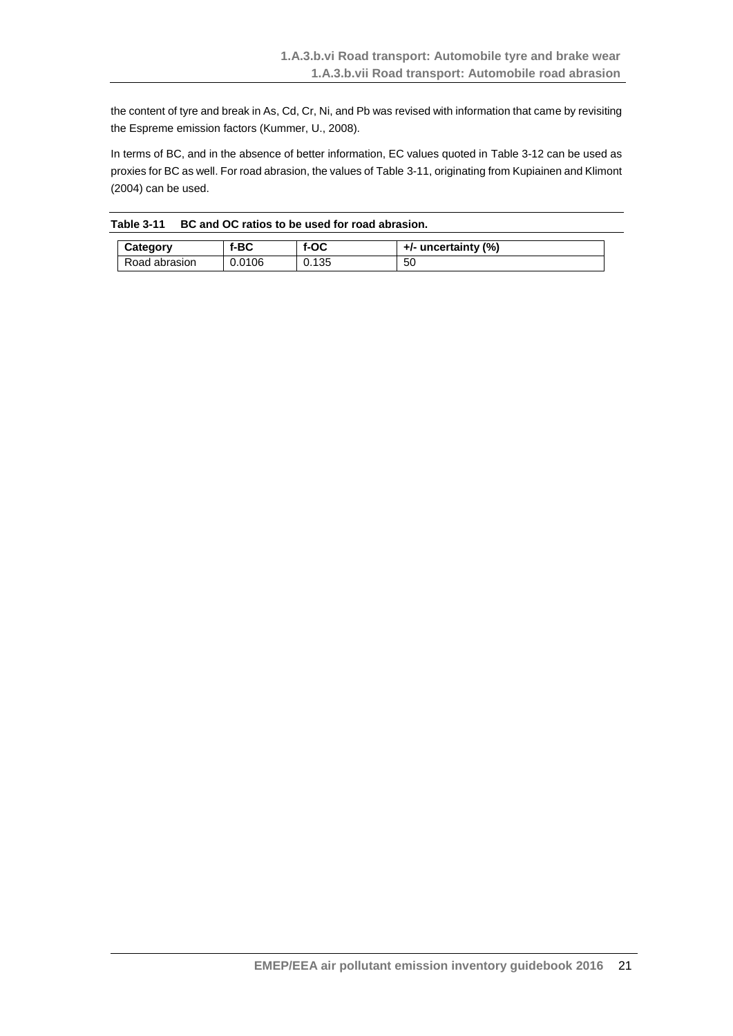the content of tyre and break in As, Cd, Cr, Ni, and Pb was revised with information that came by revisiting the Espreme emission factors (Kummer, U., 2008).

In terms of BC, and in the absence of better information, EC values quoted in Table 3-12 can be used as proxies for BC as well. For road abrasion, the values of Table 3-11, originating from Kupiainen and Klimont (2004) can be used.

**Table 3-11 BC and OC ratios to be used for road abrasion.**

| Category | f-BC | f-OC | +/- uncertainty (%) |
|---|---|---|---|
| Road abrasion | 0.0106 | 0.135 | 50 |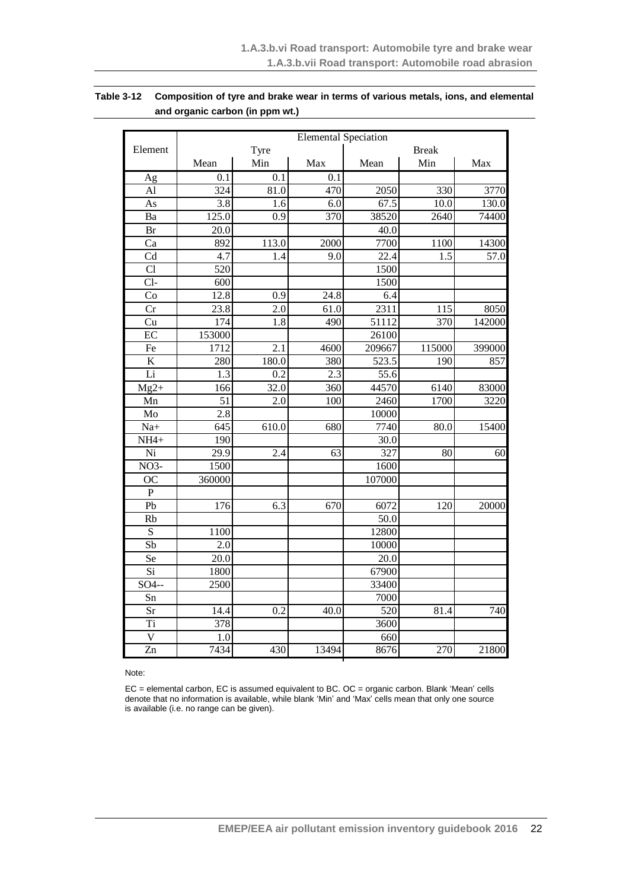**Table 3-12 Composition of tyre and brake wear in terms of various metals, ions, and elemental and organic carbon (in ppm wt.)**

| Element | Elemental Speciation | | | | | |
|---|---|---|---|---|---|---|
| | Tyre | | | Break | | |
| | Mean | Min | Max | Mean | Min | Max |
| Ag | 0.1 | 0.1 | 0.1 | | | |
| Al | 324 | 81.0 | 470 | 2050 | 330 | 3770 |
| As | 3.8 | 1.6 | 6.0 | 67.5 | 10.0 | 130.0 |
| Ba | 125.0 | 0.9 | 370 | 38520 | 2640 | 74400 |
| Br | 20.0 | | | 40.0 | | |
| Ca | 892 | 113.0 | 2000 | 7700 | 1100 | 14300 |
| Cd | 4.7 | 1.4 | 9.0 | 22.4 | 1.5 | 57.0 |
| Cl | 520 | | | 1500 | | |
| Cl- | 600 | | | 1500 | | |
| Co | 12.8 | 0.9 | 24.8 | 6.4 | | |
| Cr | 23.8 | 2.0 | 61.0 | 2311 | 115 | 8050 |
| Cu | 174 | 1.8 | 490 | 51112 | 370 | 142000 |
| EC | 153000 | | | 26100 | | |
| Fe | 1712 | 2.1 | 4600 | 209667 | 115000 | 399000 |
| K | 280 | 180.0 | 380 | 523.5 | 190 | 857 |
| Li | 1.3 | 0.2 | 2.3 | 55.6 | | |
| Mg2+ | 166 | 32.0 | 360 | 44570 | 6140 | 83000 |
| Mn | 51 | 2.0 | 100 | 2460 | 1700 | 3220 |
| Mo | 2.8 | | | 10000 | | |
| Na+ | 645 | 610.0 | 680 | 7740 | 80.0 | 15400 |
| NH4+ | 190 | | | 30.0 | | |
| Ni | 29.9 | 2.4 | 63 | 327 | 80 | 60 |
| NO3- | 1500 | | | 1600 | | |
| OC | 360000 | | | 107000 | | |
| P | | | | | | |
| Pb | 176 | 6.3 | 670 | 6072 | 120 | 20000 |
| Rb | | | | 50.0 | | |
| S | 1100 | | | 12800 | | |
| Sb | 2.0 | | | 10000 | | |
| Se | 20.0 | | | 20.0 | | |
| Si | 1800 | | | 67900 | | |
| SO4-- | 2500 | | | 33400 | | |
| Sn | | | | 7000 | | |
| Sr | 14.4 | 0.2 | 40.0 | 520 | 81.4 | 740 |
| Ti | 378 | | | 3600 | | |
| V | 1.0 | | | 660 | | |
| Zn | 7434 | 430 | 13494 | 8676 | 270 | 21800 |

Note:

EC = elemental carbon, EC is assumed equivalent to BC. OC = organic carbon. Blank 'Mean' cells denote that no information is available, while blank 'Min' and 'Max' cells mean that only one source is available (i.e. no range can be given).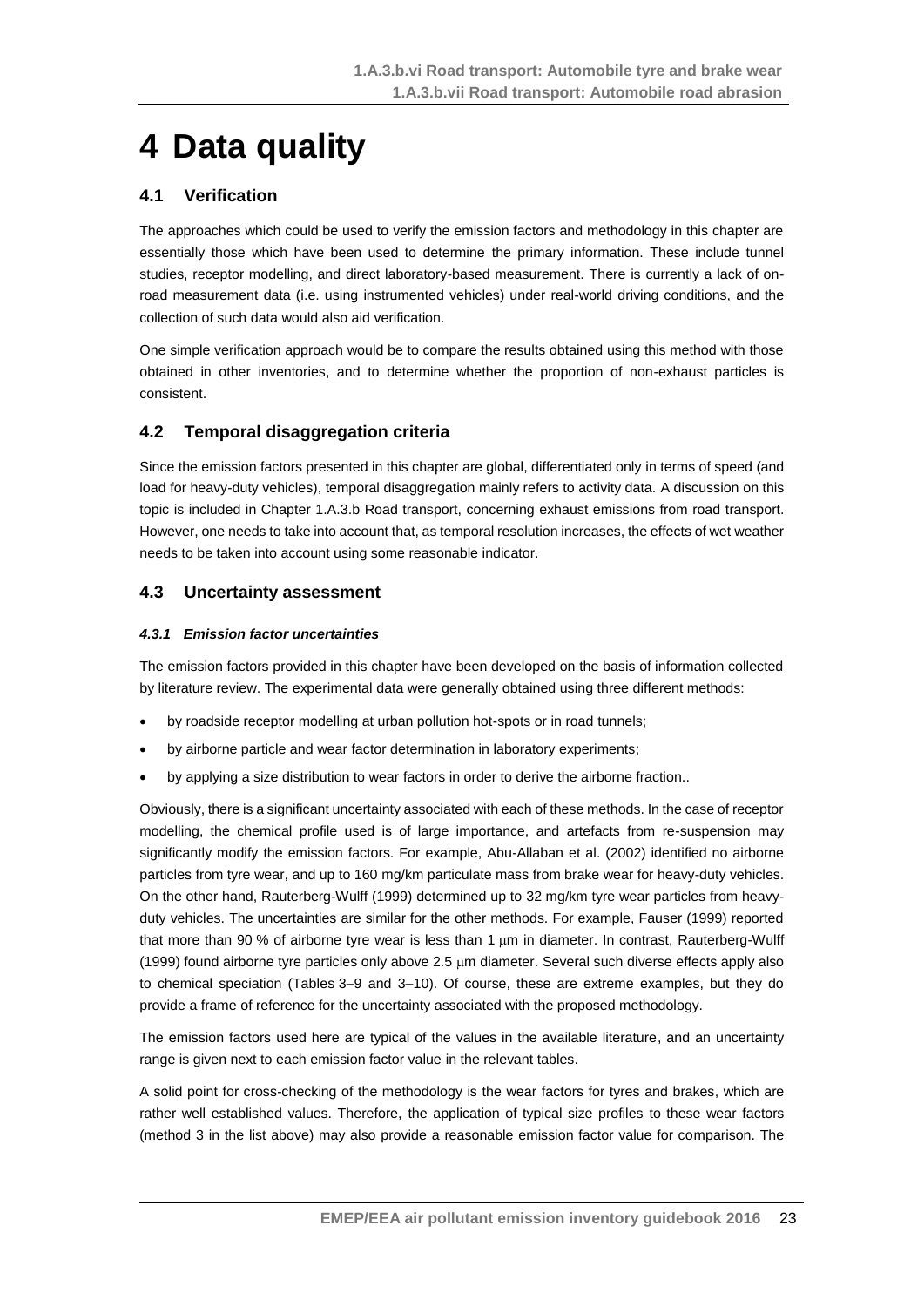# 4 Data quality

## 4.1 Verification

The approaches which could be used to verify the emission factors and methodology in this chapter are essentially those which have been used to determine the primary information. These include tunnel studies, receptor modelling, and direct laboratory-based measurement. There is currently a lack of on-road measurement data (i.e. using instrumented vehicles) under real-world driving conditions, and the collection of such data would also aid verification.

One simple verification approach would be to compare the results obtained using this method with those obtained in other inventories, and to determine whether the proportion of non-exhaust particles is consistent.

## 4.2 Temporal disaggregation criteria

Since the emission factors presented in this chapter are global, differentiated only in terms of speed (and load for heavy-duty vehicles), temporal disaggregation mainly refers to activity data. A discussion on this topic is included in Chapter 1.A.3.b Road transport, concerning exhaust emissions from road transport. However, one needs to take into account that, as temporal resolution increases, the effects of wet weather needs to be taken into account using some reasonable indicator.

## 4.3 Uncertainty assessment

### *4.3.1 Emission factor uncertainties*

The emission factors provided in this chapter have been developed on the basis of information collected by literature review. The experimental data were generally obtained using three different methods:

- by roadside receptor modelling at urban pollution hot-spots or in road tunnels;
- by airborne particle and wear factor determination in laboratory experiments;
- by applying a size distribution to wear factors in order to derive the airborne fraction..

Obviously, there is a significant uncertainty associated with each of these methods. In the case of receptor modelling, the chemical profile used is of large importance, and artefacts from re-suspension may significantly modify the emission factors. For example, Abu-Allaban et al. (2002) identified no airborne particles from tyre wear, and up to 160 mg/km particulate mass from brake wear for heavy-duty vehicles. On the other hand, Rauterberg-Wulff (1999) determined up to 32 mg/km tyre wear particles from heavy-duty vehicles. The uncertainties are similar for the other methods. For example, Fauser (1999) reported that more than 90 % of airborne tyre wear is less than 1 μm in diameter. In contrast, Rauterberg-Wulff (1999) found airborne tyre particles only above 2.5 μm diameter. Several such diverse effects apply also to chemical speciation (Tables 3–9 and 3–10). Of course, these are extreme examples, but they do provide a frame of reference for the uncertainty associated with the proposed methodology.

The emission factors used here are typical of the values in the available literature, and an uncertainty range is given next to each emission factor value in the relevant tables.

A solid point for cross-checking of the methodology is the wear factors for tyres and brakes, which are rather well established values. Therefore, the application of typical size profiles to these wear factors (method 3 in the list above) may also provide a reasonable emission factor value for comparison. The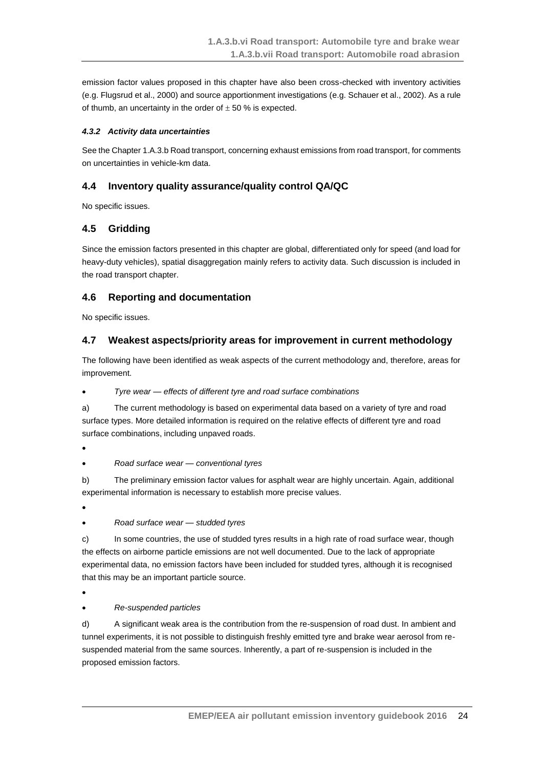emission factor values proposed in this chapter have also been cross-checked with inventory activities (e.g. Flugsrud et al., 2000) and source apportionment investigations (e.g. Schauer et al., 2002). As a rule of thumb, an uncertainty in the order of $\pm$ 50 % is expected.

#### *4.3.2 Activity data uncertainties*

See the Chapter 1.A.3.b Road transport, concerning exhaust emissions from road transport, for comments on uncertainties in vehicle-km data.

### 4.4 Inventory quality assurance/quality control QA/QC

No specific issues.

### 4.5 Gridding

Since the emission factors presented in this chapter are global, differentiated only for speed (and load for heavy-duty vehicles), spatial disaggregation mainly refers to activity data. Such discussion is included in the road transport chapter.

### 4.6 Reporting and documentation

No specific issues.

### 4.7 Weakest aspects/priority areas for improvement in current methodology

The following have been identified as weak aspects of the current methodology and, therefore, areas for improvement.

- *Tyre wear — effects of different tyre and road surface combinations*

a) The current methodology is based on experimental data based on a variety of tyre and road surface types. More detailed information is required on the relative effects of different tyre and road surface combinations, including unpaved roads.

- *Road surface wear — conventional tyres*

b) The preliminary emission factor values for asphalt wear are highly uncertain. Again, additional experimental information is necessary to establish more precise values.

- *Road surface wear — studded tyres*

c) In some countries, the use of studded tyres results in a high rate of road surface wear, though the effects on airborne particle emissions are not well documented. Due to the lack of appropriate experimental data, no emission factors have been included for studded tyres, although it is recognised that this may be an important particle source.

- *Re-suspended particles*

d) A significant weak area is the contribution from the re-suspension of road dust. In ambient and tunnel experiments, it is not possible to distinguish freshly emitted tyre and brake wear aerosol from re-suspended material from the same sources. Inherently, a part of re-suspension is included in the proposed emission factors.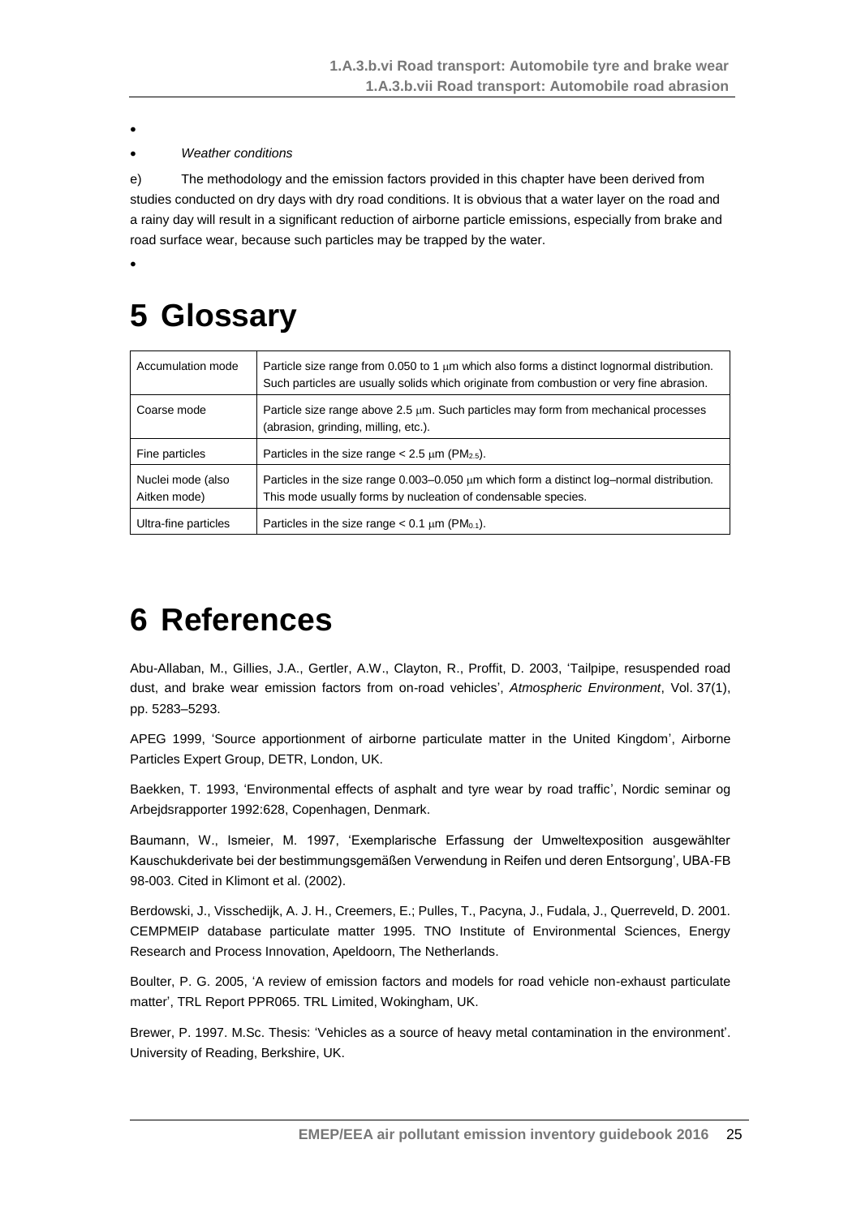- 
- *Weather conditions*

e) The methodology and the emission factors provided in this chapter have been derived from studies conducted on dry days with dry road conditions. It is obvious that a water layer on the road and a rainy day will result in a significant reduction of airborne particle emissions, especially from brake and road surface wear, because such particles may be trapped by the water.

- 

# 5 Glossary

| | |
|---|---|
| Accumulation mode | Particle size range from 0.050 to 1 μm which also forms a distinct lognormal distribution. Such particles are usually solids which originate from combustion or very fine abrasion. |
| Coarse mode | Particle size range above 2.5 μm. Such particles may form from mechanical processes (abrasion, grinding, milling, etc.). |
| Fine particles | Particles in the size range < 2.5 μm ($PM_{2.5}$). |
| Nuclei mode (also Aitken mode) | Particles in the size range 0.003–0.050 μm which form a distinct log–normal distribution. This mode usually forms by nucleation of condensable species. |
| Ultra-fine particles | Particles in the size range < 0.1 μm ($PM_{0.1}$). |

# 6 References

Abu-Allaban, M., Gillies, J.A., Gertler, A.W., Clayton, R., Proffit, D. 2003, 'Tailpipe, resuspended road dust, and brake wear emission factors from on-road vehicles', *Atmospheric Environment*, Vol. 37(1), pp. 5283–5293.

APEG 1999, 'Source apportionment of airborne particulate matter in the United Kingdom', Airborne Particles Expert Group, DETR, London, UK.

Baekken, T. 1993, 'Environmental effects of asphalt and tyre wear by road traffic', Nordic seminar og Arbejdsrapporter 1992:628, Copenhagen, Denmark.

Baumann, W., Ismeier, M. 1997, 'Exemplarische Erfassung der Umweltexposition ausgewählter Kauschukderivate bei der bestimmungsgemäßen Verwendung in Reifen und deren Entsorgung', UBA-FB 98-003. Cited in Klimont et al. (2002).

Berdowski, J., Visschedijk, A. J. H., Creemers, E.; Pulles, T., Pacyna, J., Fudala, J., Querreveld, D. 2001. CEMPMEIP database particulate matter 1995. TNO Institute of Environmental Sciences, Energy Research and Process Innovation, Apeldoorn, The Netherlands.

Boulter, P. G. 2005, 'A review of emission factors and models for road vehicle non-exhaust particulate matter', TRL Report PPR065. TRL Limited, Wokingham, UK.

Brewer, P. 1997. M.Sc. Thesis: 'Vehicles as a source of heavy metal contamination in the environment'. University of Reading, Berkshire, UK.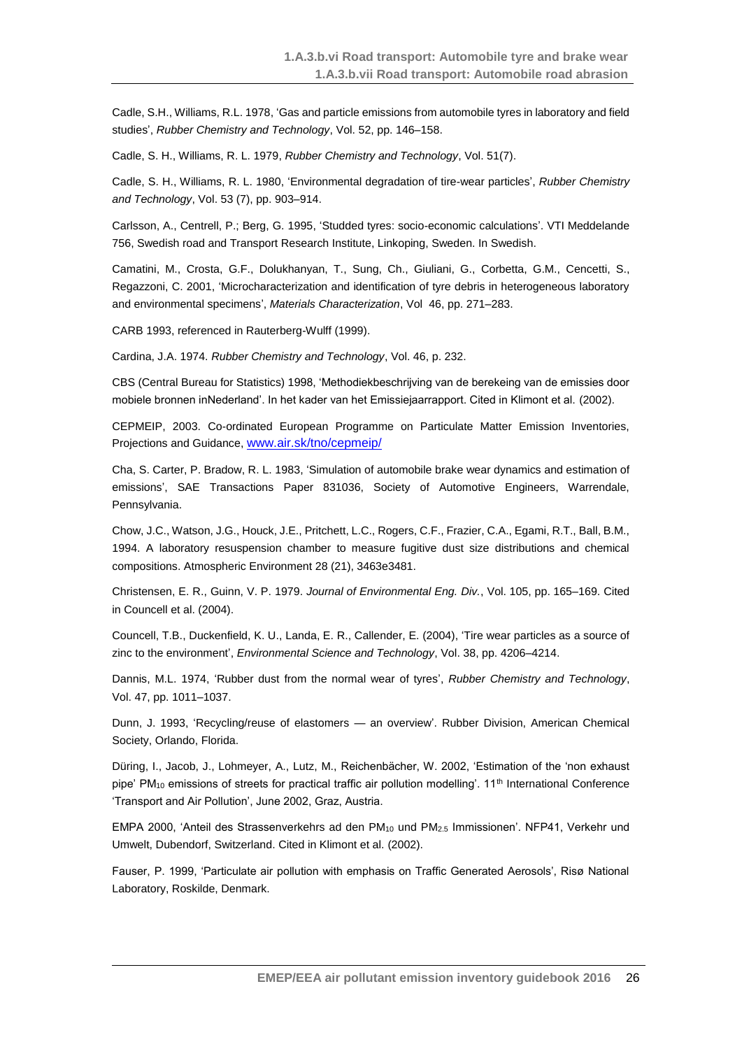Cadle, S.H., Williams, R.L. 1978, 'Gas and particle emissions from automobile tyres in laboratory and field studies', *Rubber Chemistry and Technology*, Vol. 52, pp. 146–158.

Cadle, S. H., Williams, R. L. 1979, *Rubber Chemistry and Technology*, Vol. 51(7).

Cadle, S. H., Williams, R. L. 1980, 'Environmental degradation of tire-wear particles', *Rubber Chemistry and Technology*, Vol. 53 (7), pp. 903–914.

Carlsson, A., Centrell, P.; Berg, G. 1995, 'Studded tyres: socio-economic calculations'. VTI Meddelande 756, Swedish road and Transport Research Institute, Linkoping, Sweden. In Swedish.

Camatini, M., Crosta, G.F., Dolukhanyan, T., Sung, Ch., Giuliani, G., Corbetta, G.M., Cencetti, S., Regazzoni, C. 2001, 'Microcharacterization and identification of tyre debris in heterogeneous laboratory and environmental specimens', *Materials Characterization*, Vol 46, pp. 271–283.

CARB 1993, referenced in Rauterberg-Wulff (1999).

Cardina, J.A. 1974. *Rubber Chemistry and Technology*, Vol. 46, p. 232.

CBS (Central Bureau for Statistics) 1998, 'Methodiekbeschrijving van de berekeing van de emissies door mobiele bronnen inNederland'. In het kader van het Emissiejaarrapport. Cited in Klimont et al. (2002).

CEPMEIP, 2003. Co-ordinated European Programme on Particulate Matter Emission Inventories, Projections and Guidance, www.air.sk/tno/cepmeip/

Cha, S. Carter, P. Bradow, R. L. 1983, 'Simulation of automobile brake wear dynamics and estimation of emissions', SAE Transactions Paper 831036, Society of Automotive Engineers, Warrendale, Pennsylvania.

Chow, J.C., Watson, J.G., Houck, J.E., Pritchett, L.C., Rogers, C.F., Frazier, C.A., Egami, R.T., Ball, B.M., 1994. A laboratory resuspension chamber to measure fugitive dust size distributions and chemical compositions. Atmospheric Environment 28 (21), 3463e3481.

Christensen, E. R., Guinn, V. P. 1979. *Journal of Environmental Eng. Div.*, Vol. 105, pp. 165–169. Cited in Councell et al. (2004).

Councell, T.B., Duckenfield, K. U., Landa, E. R., Callender, E. (2004), 'Tire wear particles as a source of zinc to the environment', *Environmental Science and Technology*, Vol. 38, pp. 4206–4214.

Dannis, M.L. 1974, 'Rubber dust from the normal wear of tyres', *Rubber Chemistry and Technology*, Vol. 47, pp. 1011–1037.

Dunn, J. 1993, 'Recycling/reuse of elastomers — an overview'. Rubber Division, American Chemical Society, Orlando, Florida.

Düring, I., Jacob, J., Lohmeyer, A., Lutz, M., Reichenbächer, W. 2002, 'Estimation of the 'non exhaust pipe' $PM_{10}$ emissions of streets for practical traffic air pollution modelling'. 11th International Conference 'Transport and Air Pollution', June 2002, Graz, Austria.

EMPA 2000, 'Anteil des Strassenverkehrs ad den $PM_{10}$ und $PM_{2.5}$ Immissionen'. NFP41, Verkehr und Umwelt, Dubendorf, Switzerland. Cited in Klimont et al. (2002).

Fauser, P. 1999, 'Particulate air pollution with emphasis on Traffic Generated Aerosols', Risø National Laboratory, Roskilde, Denmark.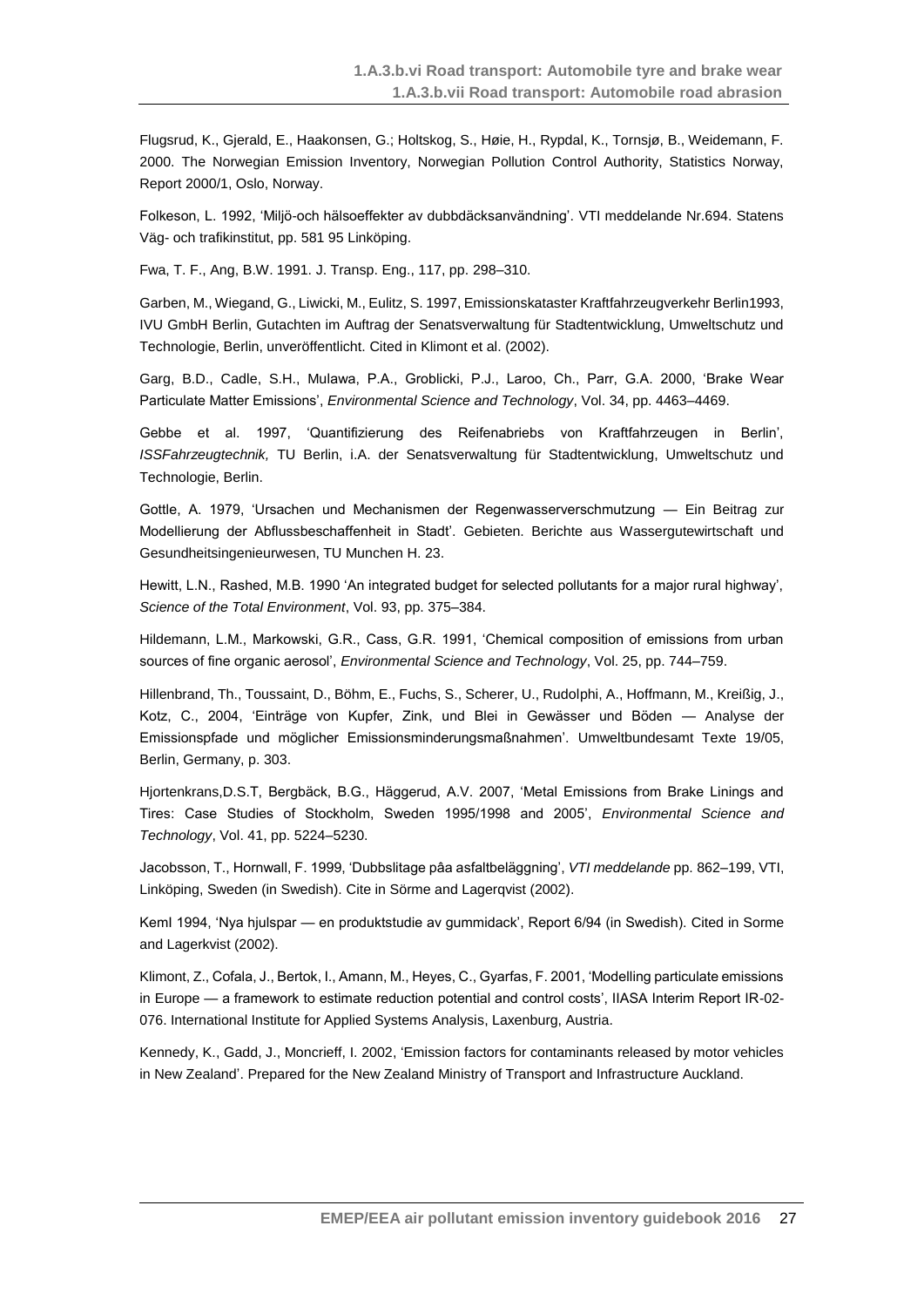Flugsrud, K., Gjerald, E., Haakonsen, G.; Holtskog, S., Høie, H., Rypdal, K., Tornsjø, B., Weidemann, F. 2000. The Norwegian Emission Inventory, Norwegian Pollution Control Authority, Statistics Norway, Report 2000/1, Oslo, Norway.

Folkeson, L. 1992, 'Miljö-och hälsoeffekter av dubbdäcksanvändning'. VTI meddelande Nr.694. Statens Väg- och trafikinstitut, pp. 581 95 Linköping.

Fwa, T. F., Ang, B.W. 1991. J. Transp. Eng., 117, pp. 298–310.

Garben, M., Wiegand, G., Liwicki, M., Eulitz, S. 1997, Emissionskataster Kraftfahrzeugverkehr Berlin1993, IVU GmbH Berlin, Gutachten im Auftrag der Senatsverwaltung für Stadtentwicklung, Umweltschutz und Technologie, Berlin, unveröffentlicht. Cited in Klimont et al. (2002).

Garg, B.D., Cadle, S.H., Mulawa, P.A., Groblicki, P.J., Laroo, Ch., Parr, G.A. 2000, 'Brake Wear Particulate Matter Emissions', *Environmental Science and Technology*, Vol. 34, pp. 4463–4469.

Gebbe et al. 1997, 'Quantifizierung des Reifenabriebs von Kraftfahrzeugen in Berlin', *ISSFahrzeugtechnik,* TU Berlin, i.A. der Senatsverwaltung für Stadtentwicklung, Umweltschutz und Technologie, Berlin.

Gottle, A. 1979, 'Ursachen und Mechanismen der Regenwasserverschmutzung — Ein Beitrag zur Modellierung der Abflussbeschaffenheit in Stadt'. Gebieten. Berichte aus Wassergutewirtschaft und Gesundheitsingenieurwesen, TU Munchen H. 23.

Hewitt, L.N., Rashed, M.B. 1990 'An integrated budget for selected pollutants for a major rural highway', *Science of the Total Environment*, Vol. 93, pp. 375–384.

Hildemann, L.M., Markowski, G.R., Cass, G.R. 1991, 'Chemical composition of emissions from urban sources of fine organic aerosol', *Environmental Science and Technology*, Vol. 25, pp. 744–759.

Hillenbrand, Th., Toussaint, D., Böhm, E., Fuchs, S., Scherer, U., Rudolphi, A., Hoffmann, M., Kreißig, J., Kotz, C., 2004, 'Einträge von Kupfer, Zink, und Blei in Gewässer und Böden — Analyse der Emissionspfade und möglicher Emissionsminderungsmaßnahmen'. Umweltbundesamt Texte 19/05, Berlin, Germany, p. 303.

Hjortenkrans,D.S.T, Bergbäck, B.G., Häggerud, A.V. 2007, 'Metal Emissions from Brake Linings and Tires: Case Studies of Stockholm, Sweden 1995/1998 and 2005', *Environmental Science and Technology*, Vol. 41, pp. 5224–5230.

Jacobsson, T., Hornwall, F. 1999, 'Dubbslitage påa asfaltbeläggning', *VTI meddelande* pp. 862–199, VTI, Linköping, Sweden (in Swedish). Cite in Sörme and Lagerqvist (2002).

Keml 1994, 'Nya hjulspar — en produktstudie av gummidack', Report 6/94 (in Swedish). Cited in Sorme and Lagerkvist (2002).

Klimont, Z., Cofala, J., Bertok, I., Amann, M., Heyes, C., Gyarfas, F. 2001, 'Modelling particulate emissions in Europe — a framework to estimate reduction potential and control costs', IIASA Interim Report IR-02-076. International Institute for Applied Systems Analysis, Laxenburg, Austria.

Kennedy, K., Gadd, J., Moncrieff, I. 2002, 'Emission factors for contaminants released by motor vehicles in New Zealand'. Prepared for the New Zealand Ministry of Transport and Infrastructure Auckland.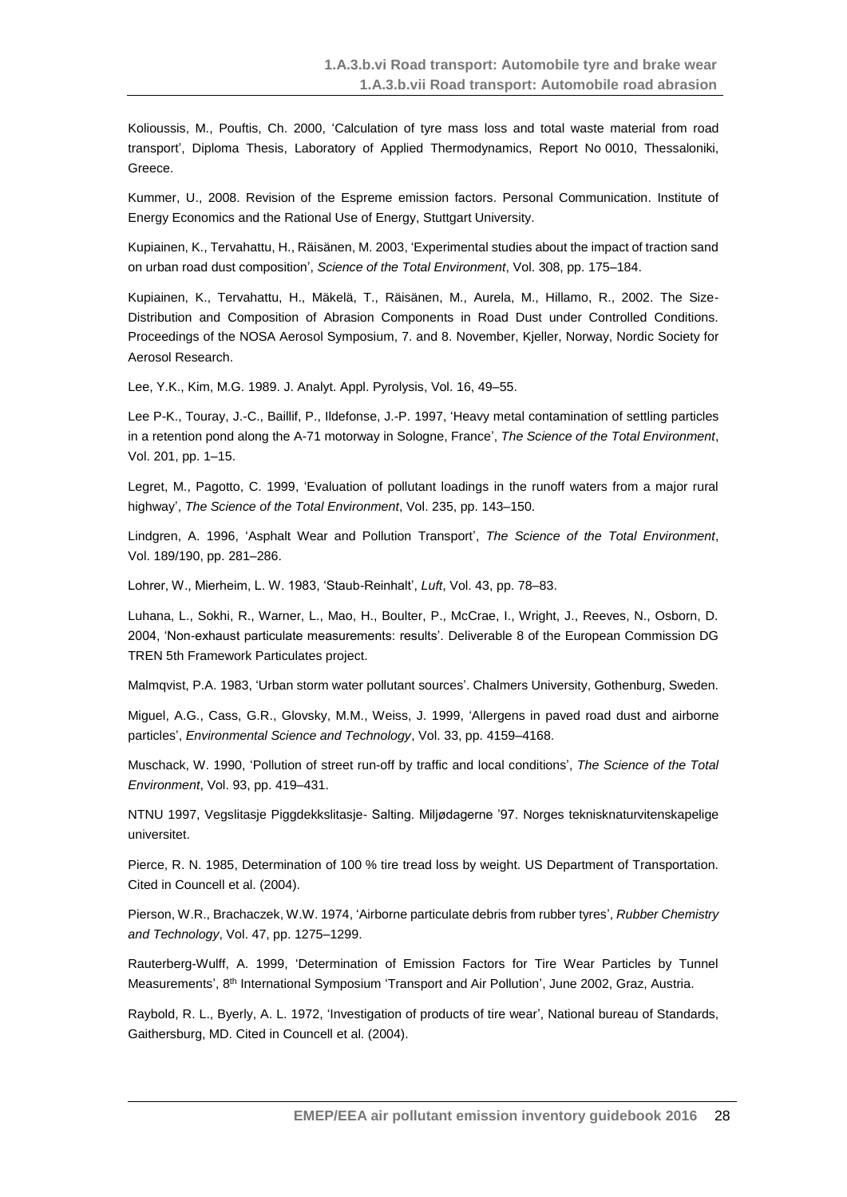Kolioussis, M., Pouftis, Ch. 2000, 'Calculation of tyre mass loss and total waste material from road transport', Diploma Thesis, Laboratory of Applied Thermodynamics, Report No 0010, Thessaloniki, Greece.

Kummer, U., 2008. Revision of the Espreme emission factors. Personal Communication. Institute of Energy Economics and the Rational Use of Energy, Stuttgart University.

Kupiainen, K., Tervahattu, H., Räisänen, M. 2003, 'Experimental studies about the impact of traction sand on urban road dust composition', *Science of the Total Environment*, Vol. 308, pp. 175–184.

Kupiainen, K., Tervahattu, H., Mäkelä, T., Räisänen, M., Aurela, M., Hillamo, R., 2002. The Size-Distribution and Composition of Abrasion Components in Road Dust under Controlled Conditions. Proceedings of the NOSA Aerosol Symposium, 7. and 8. November, Kjeller, Norway, Nordic Society for Aerosol Research.

Lee, Y.K., Kim, M.G. 1989. J. Analyt. Appl. Pyrolysis, Vol. 16, 49–55.

Lee P-K., Touray, J.-C., Baillif, P., Ildefonse, J.-P. 1997, 'Heavy metal contamination of settling particles in a retention pond along the A-71 motorway in Sologne, France', *The Science of the Total Environment*, Vol. 201, pp. 1–15.

Legret, M., Pagotto, C. 1999, 'Evaluation of pollutant loadings in the runoff waters from a major rural highway', *The Science of the Total Environment*, Vol. 235, pp. 143–150.

Lindgren, A. 1996, 'Asphalt Wear and Pollution Transport', *The Science of the Total Environment*, Vol. 189/190, pp. 281–286.

Lohrer, W., Mierheim, L. W. 1983, 'Staub-Reinhalt', *Luft*, Vol. 43, pp. 78–83.

Luhana, L., Sokhi, R., Warner, L., Mao, H., Boulter, P., McCrae, I., Wright, J., Reeves, N., Osborn, D. 2004, 'Non-exhaust particulate measurements: results'. Deliverable 8 of the European Commission DG TREN 5th Framework Particulates project.

Malmqvist, P.A. 1983, 'Urban storm water pollutant sources'. Chalmers University, Gothenburg, Sweden.

Miguel, A.G., Cass, G.R., Glovsky, M.M., Weiss, J. 1999, 'Allergens in paved road dust and airborne particles', *Environmental Science and Technology*, Vol. 33, pp. 4159–4168.

Muschack, W. 1990, 'Pollution of street run-off by traffic and local conditions', *The Science of the Total Environment*, Vol. 93, pp. 419–431.

NTNU 1997, Vegslitasje Piggdekkslitasje- Salting. Miljødagerne '97. Norges teknisknaturvitenskapelige universitet.

Pierce, R. N. 1985, Determination of 100 % tire tread loss by weight. US Department of Transportation. Cited in Councell et al. (2004).

Pierson, W.R., Brachaczek, W.W. 1974, 'Airborne particulate debris from rubber tyres', *Rubber Chemistry and Technology*, Vol. 47, pp. 1275–1299.

Rauterberg-Wulff, A. 1999, 'Determination of Emission Factors for Tire Wear Particles by Tunnel Measurements', 8th International Symposium 'Transport and Air Pollution', June 2002, Graz, Austria.

Raybold, R. L., Byerly, A. L. 1972, 'Investigation of products of tire wear', National bureau of Standards, Gaithersburg, MD. Cited in Councell et al. (2004).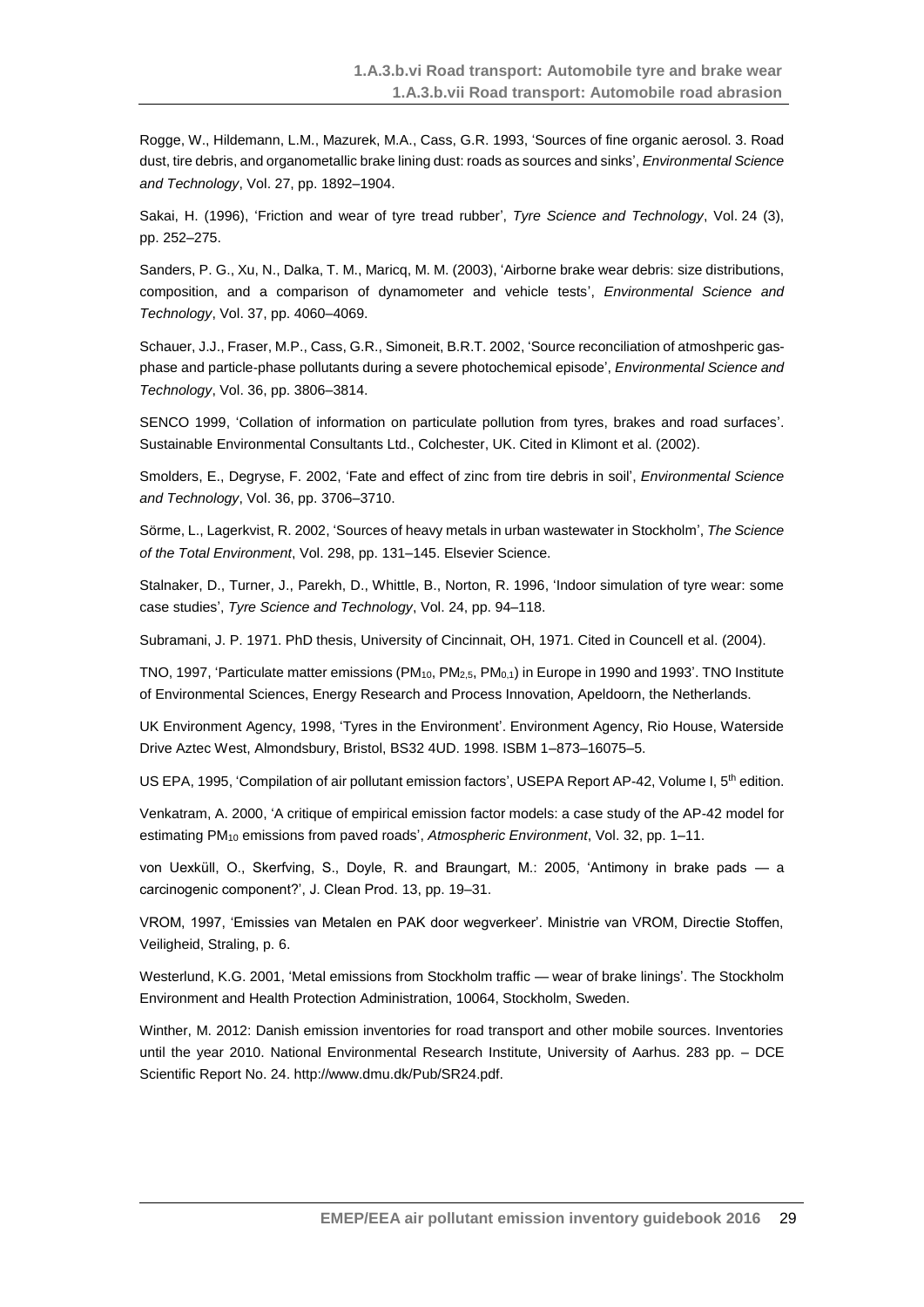Rogge, W., Hildemann, L.M., Mazurek, M.A., Cass, G.R. 1993, 'Sources of fine organic aerosol. 3. Road dust, tire debris, and organometallic brake lining dust: roads as sources and sinks', *Environmental Science and Technology*, Vol. 27, pp. 1892–1904.

Sakai, H. (1996), 'Friction and wear of tyre tread rubber', *Tyre Science and Technology*, Vol. 24 (3), pp. 252–275.

Sanders, P. G., Xu, N., Dalka, T. M., Maricq, M. M. (2003), 'Airborne brake wear debris: size distributions, composition, and a comparison of dynamometer and vehicle tests', *Environmental Science and Technology*, Vol. 37, pp. 4060–4069.

Schauer, J.J., Fraser, M.P., Cass, G.R., Simoneit, B.R.T. 2002, 'Source reconciliation of atmoshperic gas-phase and particle-phase pollutants during a severe photochemical episode', *Environmental Science and Technology*, Vol. 36, pp. 3806–3814.

SENCO 1999, 'Collation of information on particulate pollution from tyres, brakes and road surfaces'. Sustainable Environmental Consultants Ltd., Colchester, UK. Cited in Klimont et al. (2002).

Smolders, E., Degryse, F. 2002, 'Fate and effect of zinc from tire debris in soil', *Environmental Science and Technology*, Vol. 36, pp. 3706–3710.

Sörme, L., Lagerkvist, R. 2002, 'Sources of heavy metals in urban wastewater in Stockholm', *The Science of the Total Environment*, Vol. 298, pp. 131–145. Elsevier Science.

Stalnaker, D., Turner, J., Parekh, D., Whittle, B., Norton, R. 1996, 'Indoor simulation of tyre wear: some case studies', *Tyre Science and Technology*, Vol. 24, pp. 94–118.

Subramani, J. P. 1971. PhD thesis, University of Cincinnait, OH, 1971. Cited in Councell et al. (2004).

TNO, 1997, 'Particulate matter emissions ($PM_{10}$, $PM_{2,5}$, $PM_{0,1}$) in Europe in 1990 and 1993'. TNO Institute of Environmental Sciences, Energy Research and Process Innovation, Apeldoorn, the Netherlands.

UK Environment Agency, 1998, 'Tyres in the Environment'. Environment Agency, Rio House, Waterside Drive Aztec West, Almondsbury, Bristol, BS32 4UD. 1998. ISBM 1–873–16075–5.

US EPA, 1995, 'Compilation of air pollutant emission factors', USEPA Report AP-42, Volume I, 5$^{th}$ edition.

Venkatram, A. 2000, 'A critique of empirical emission factor models: a case study of the AP-42 model for estimating $PM_{10}$ emissions from paved roads', *Atmospheric Environment*, Vol. 32, pp. 1–11.

von Uexküll, O., Skerfving, S., Doyle, R. and Braungart, M.: 2005, 'Antimony in brake pads — a carcinogenic component?', J. Clean Prod. 13, pp. 19–31.

VROM, 1997, 'Emissies van Metalen en PAK door wegverkeer'. Ministrie van VROM, Directie Stoffen, Veiligheid, Straling, p. 6.

Westerlund, K.G. 2001, 'Metal emissions from Stockholm traffic — wear of brake linings'. The Stockholm Environment and Health Protection Administration, 10064, Stockholm, Sweden.

Winther, M. 2012: Danish emission inventories for road transport and other mobile sources. Inventories until the year 2010. National Environmental Research Institute, University of Aarhus. 283 pp. – DCE Scientific Report No. 24. http://www.dmu.dk/Pub/SR24.pdf.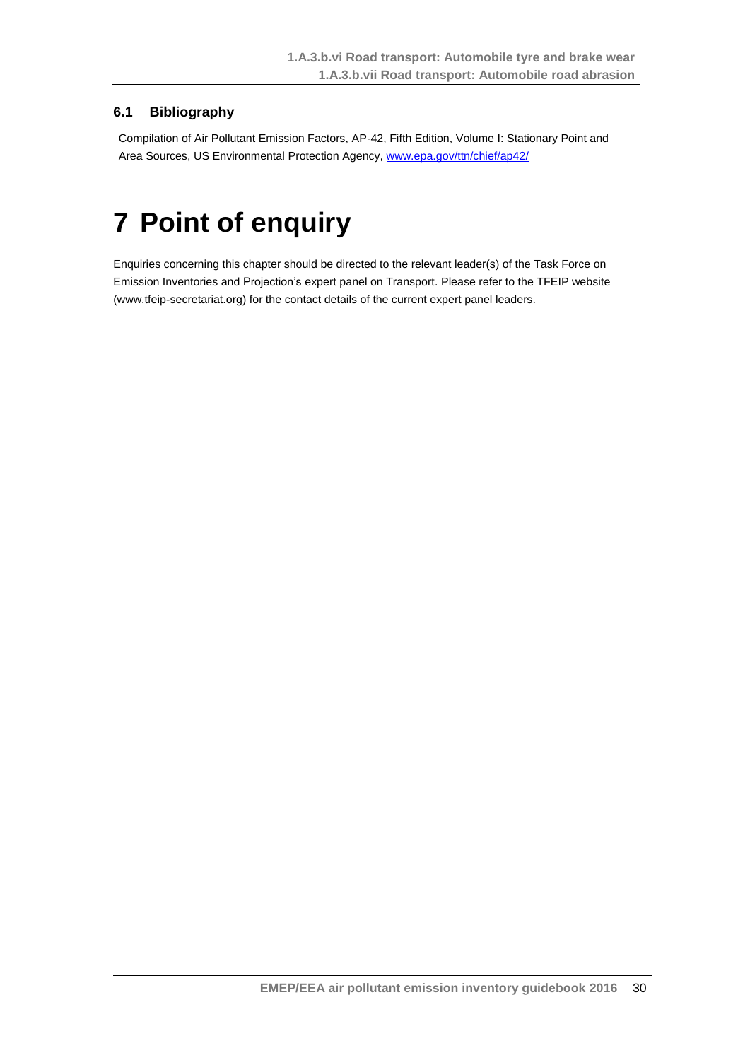## 6.1 Bibliography

Compilation of Air Pollutant Emission Factors, AP-42, Fifth Edition, Volume I: Stationary Point and Area Sources, US Environmental Protection Agency, www.epa.gov/ttn/chief/ap42/

# 7 Point of enquiry

Enquiries concerning this chapter should be directed to the relevant leader(s) of the Task Force on Emission Inventories and Projection's expert panel on Transport. Please refer to the TFEIP website (www.tfeip-secretariat.org) for the contact details of the current expert panel leaders.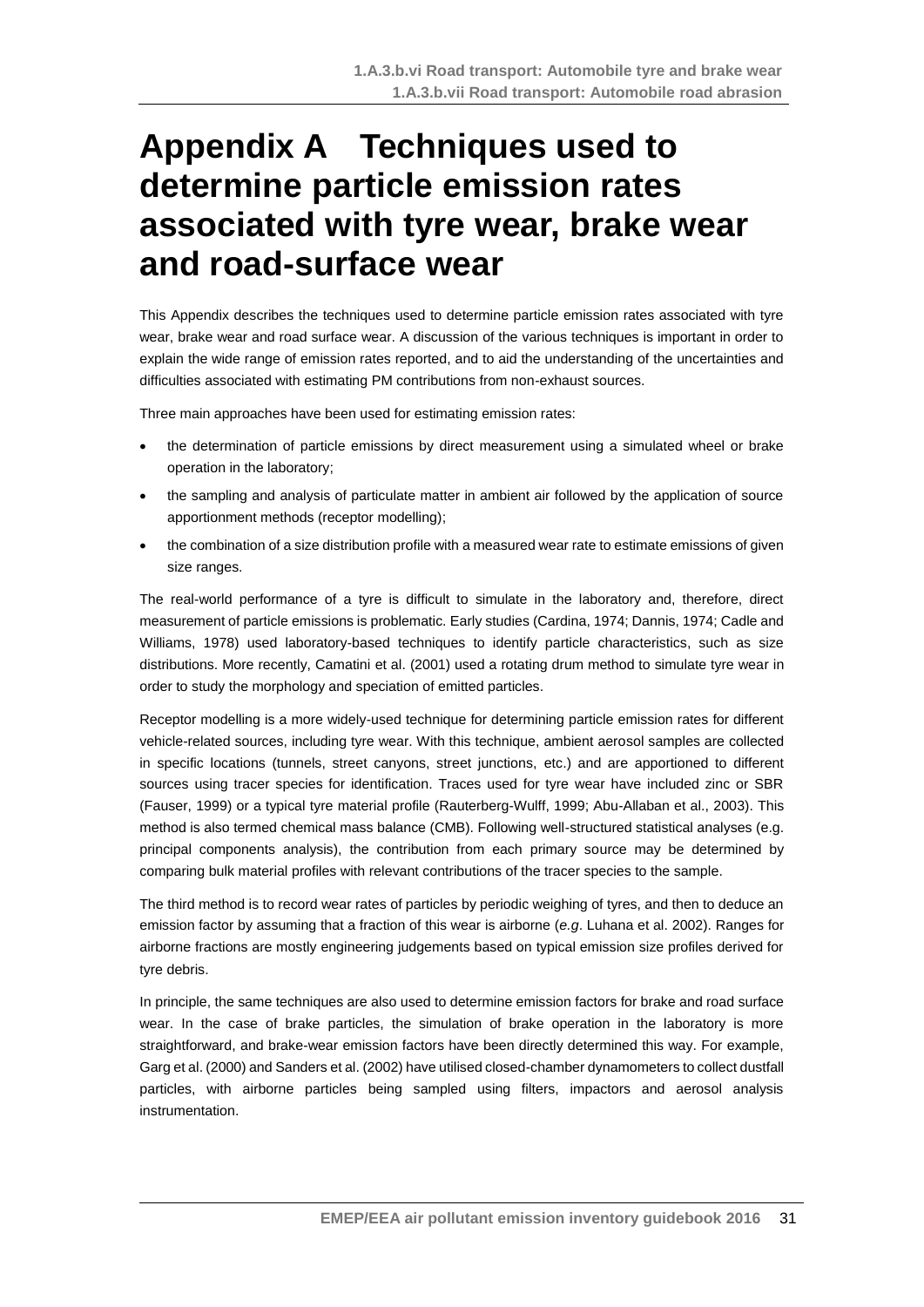# Appendix A Techniques used to determine particle emission rates associated with tyre wear, brake wear and road-surface wear

This Appendix describes the techniques used to determine particle emission rates associated with tyre wear, brake wear and road surface wear. A discussion of the various techniques is important in order to explain the wide range of emission rates reported, and to aid the understanding of the uncertainties and difficulties associated with estimating PM contributions from non-exhaust sources.

Three main approaches have been used for estimating emission rates:

- the determination of particle emissions by direct measurement using a simulated wheel or brake operation in the laboratory;
- the sampling and analysis of particulate matter in ambient air followed by the application of source apportionment methods (receptor modelling);
- the combination of a size distribution profile with a measured wear rate to estimate emissions of given size ranges.

The real-world performance of a tyre is difficult to simulate in the laboratory and, therefore, direct measurement of particle emissions is problematic. Early studies (Cardina, 1974; Dannis, 1974; Cadle and Williams, 1978) used laboratory-based techniques to identify particle characteristics, such as size distributions. More recently, Camatini et al. (2001) used a rotating drum method to simulate tyre wear in order to study the morphology and speciation of emitted particles.

Receptor modelling is a more widely-used technique for determining particle emission rates for different vehicle-related sources, including tyre wear. With this technique, ambient aerosol samples are collected in specific locations (tunnels, street canyons, street junctions, etc.) and are apportioned to different sources using tracer species for identification. Traces used for tyre wear have included zinc or SBR (Fauser, 1999) or a typical tyre material profile (Rauterberg-Wulff, 1999; Abu-Allaban et al., 2003). This method is also termed chemical mass balance (CMB). Following well-structured statistical analyses (e.g. principal components analysis), the contribution from each primary source may be determined by comparing bulk material profiles with relevant contributions of the tracer species to the sample.

The third method is to record wear rates of particles by periodic weighing of tyres, and then to deduce an emission factor by assuming that a fraction of this wear is airborne (*e.g*. Luhana et al. 2002). Ranges for airborne fractions are mostly engineering judgements based on typical emission size profiles derived for tyre debris.

In principle, the same techniques are also used to determine emission factors for brake and road surface wear. In the case of brake particles, the simulation of brake operation in the laboratory is more straightforward, and brake-wear emission factors have been directly determined this way. For example, Garg et al. (2000) and Sanders et al. (2002) have utilised closed-chamber dynamometers to collect dustfall particles, with airborne particles being sampled using filters, impactors and aerosol analysis instrumentation.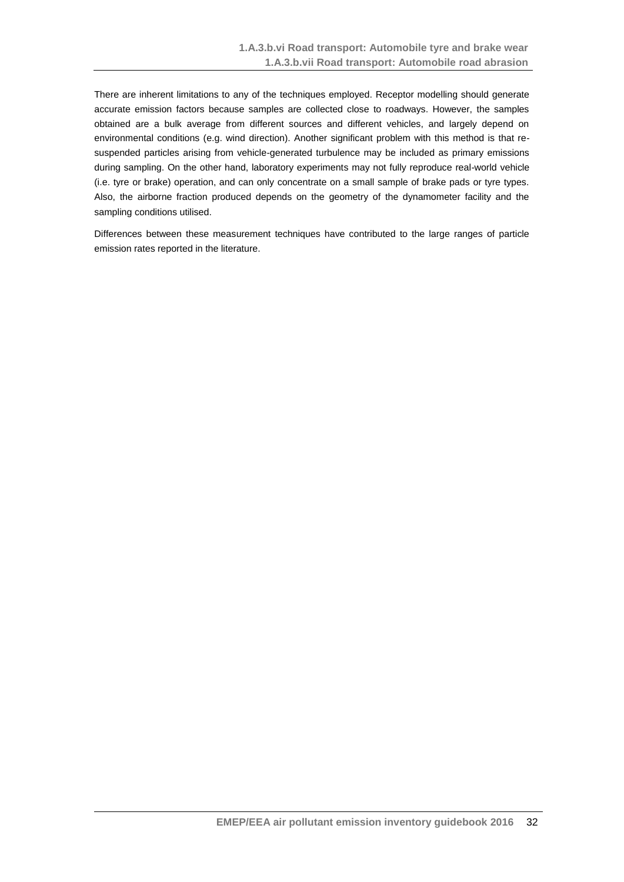There are inherent limitations to any of the techniques employed. Receptor modelling should generate accurate emission factors because samples are collected close to roadways. However, the samples obtained are a bulk average from different sources and different vehicles, and largely depend on environmental conditions (e.g. wind direction). Another significant problem with this method is that re-suspended particles arising from vehicle-generated turbulence may be included as primary emissions during sampling. On the other hand, laboratory experiments may not fully reproduce real-world vehicle (i.e. tyre or brake) operation, and can only concentrate on a small sample of brake pads or tyre types. Also, the airborne fraction produced depends on the geometry of the dynamometer facility and the sampling conditions utilised.

Differences between these measurement techniques have contributed to the large ranges of particle emission rates reported in the literature.